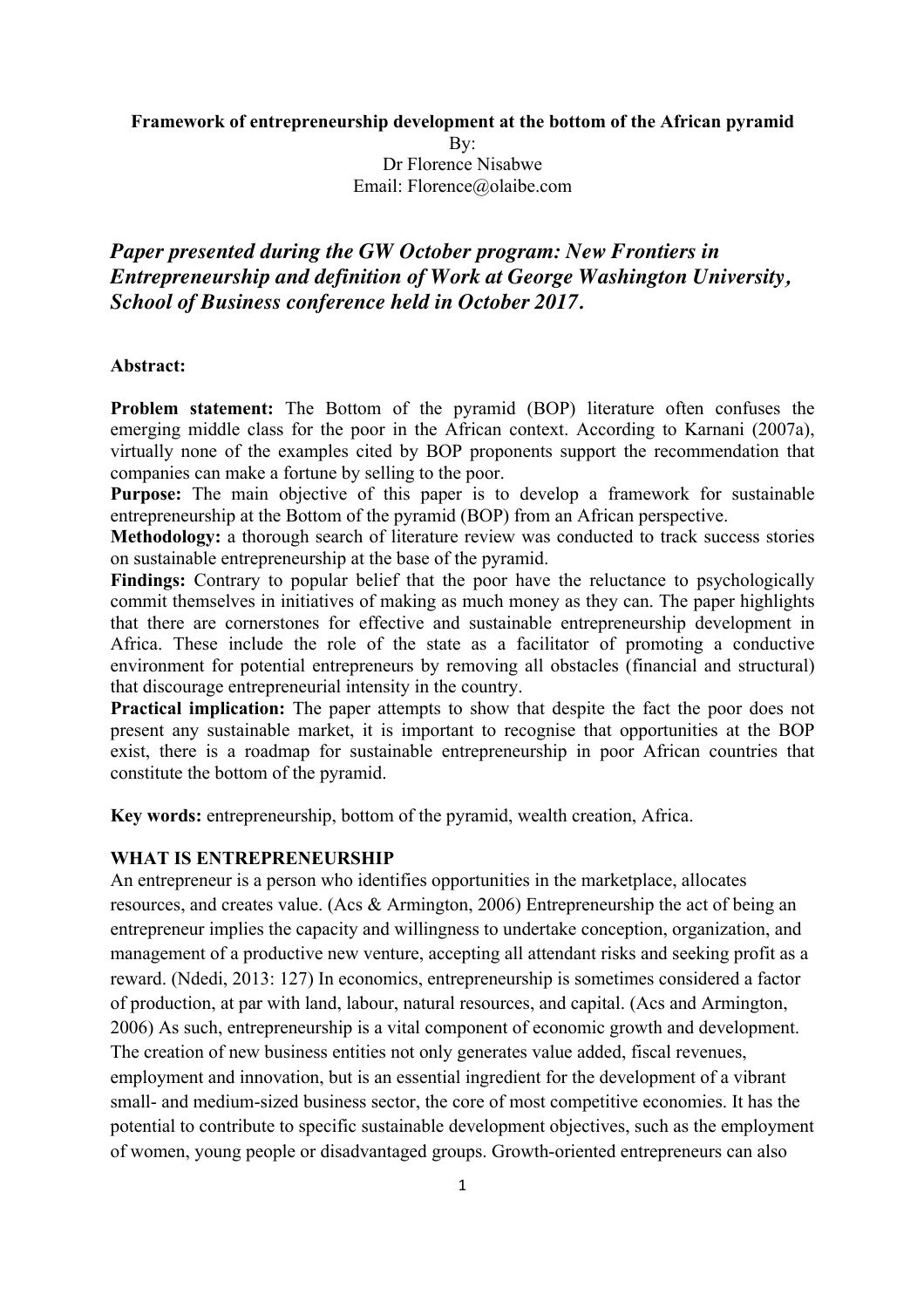**Framework of entrepreneurship development at the bottom of the African pyramid**

By:

Dr Florence Nisabwe

Email: Florence@olaibe.com

***Paper presented during the GW October program: New Frontiers in Entrepreneurship and definition of Work at George Washington University, School of Business conference held in October 2017.***

**Abstract:**

**Problem statement:** The Bottom of the pyramid (BOP) literature often confuses the emerging middle class for the poor in the African context. According to Karnani (2007a), virtually none of the examples cited by BOP proponents support the recommendation that companies can make a fortune by selling to the poor.

**Purpose:** The main objective of this paper is to develop a framework for sustainable entrepreneurship at the Bottom of the pyramid (BOP) from an African perspective.

**Methodology:** a thorough search of literature review was conducted to track success stories on sustainable entrepreneurship at the base of the pyramid.

**Findings:** Contrary to popular belief that the poor have the reluctance to psychologically commit themselves in initiatives of making as much money as they can. The paper highlights that there are cornerstones for effective and sustainable entrepreneurship development in Africa. These include the role of the state as a facilitator of promoting a conductive environment for potential entrepreneurs by removing all obstacles (financial and structural) that discourage entrepreneurial intensity in the country.

**Practical implication:** The paper attempts to show that despite the fact the poor does not present any sustainable market, it is important to recognise that opportunities at the BOP exist, there is a roadmap for sustainable entrepreneurship in poor African countries that constitute the bottom of the pyramid.

**Key words:** entrepreneurship, bottom of the pyramid, wealth creation, Africa.

## WHAT IS ENTREPRENEURSHIP

An entrepreneur is a person who identifies opportunities in the marketplace, allocates resources, and creates value. (Acs & Armington, 2006) Entrepreneurship the act of being an entrepreneur implies the capacity and willingness to undertake conception, organization, and management of a productive new venture, accepting all attendant risks and seeking profit as a reward. (Ndedi, 2013: 127) In economics, entrepreneurship is sometimes considered a factor of production, at par with land, labour, natural resources, and capital. (Acs and Armington, 2006) As such, entrepreneurship is a vital component of economic growth and development. The creation of new business entities not only generates value added, fiscal revenues, employment and innovation, but is an essential ingredient for the development of a vibrant small- and medium-sized business sector, the core of most competitive economies. It has the potential to contribute to specific sustainable development objectives, such as the employment of women, young people or disadvantaged groups. Growth-oriented entrepreneurs can also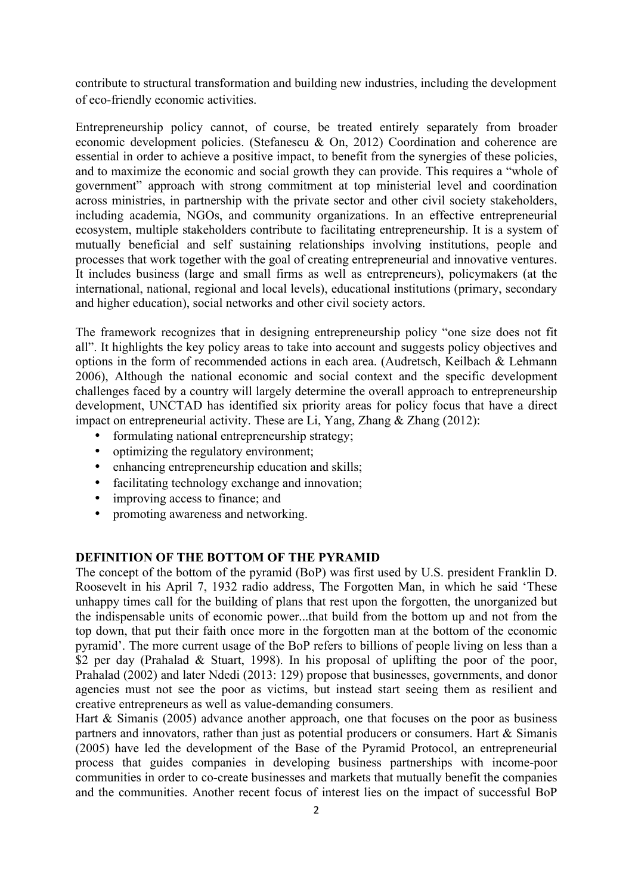contribute to structural transformation and building new industries, including the development of eco-friendly economic activities.

Entrepreneurship policy cannot, of course, be treated entirely separately from broader economic development policies. (Stefanescu & On, 2012) Coordination and coherence are essential in order to achieve a positive impact, to benefit from the synergies of these policies, and to maximize the economic and social growth they can provide. This requires a "whole of government" approach with strong commitment at top ministerial level and coordination across ministries, in partnership with the private sector and other civil society stakeholders, including academia, NGOs, and community organizations. In an effective entrepreneurial ecosystem, multiple stakeholders contribute to facilitating entrepreneurship. It is a system of mutually beneficial and self sustaining relationships involving institutions, people and processes that work together with the goal of creating entrepreneurial and innovative ventures. It includes business (large and small firms as well as entrepreneurs), policymakers (at the international, national, regional and local levels), educational institutions (primary, secondary and higher education), social networks and other civil society actors.

The framework recognizes that in designing entrepreneurship policy "one size does not fit all". It highlights the key policy areas to take into account and suggests policy objectives and options in the form of recommended actions in each area. (Audretsch, Keilbach & Lehmann 2006), Although the national economic and social context and the specific development challenges faced by a country will largely determine the overall approach to entrepreneurship development, UNCTAD has identified six priority areas for policy focus that have a direct impact on entrepreneurial activity. These are Li, Yang, Zhang & Zhang (2012):

- formulating national entrepreneurship strategy;
- optimizing the regulatory environment;
- enhancing entrepreneurship education and skills;
- facilitating technology exchange and innovation;
- improving access to finance; and
- promoting awareness and networking.

## DEFINITION OF THE BOTTOM OF THE PYRAMID

The concept of the bottom of the pyramid (BoP) was first used by U.S. president Franklin D. Roosevelt in his April 7, 1932 radio address, The Forgotten Man, in which he said 'These unhappy times call for the building of plans that rest upon the forgotten, the unorganized but the indispensable units of economic power...that build from the bottom up and not from the top down, that put their faith once more in the forgotten man at the bottom of the economic pyramid'. The more current usage of the BoP refers to billions of people living on less than a $2 per day (Prahalad & Stuart, 1998). In his proposal of uplifting the poor of the poor, Prahalad (2002) and later Ndedi (2013: 129) propose that businesses, governments, and donor agencies must not see the poor as victims, but instead start seeing them as resilient and creative entrepreneurs as well as value-demanding consumers.

Hart & Simanis (2005) advance another approach, one that focuses on the poor as business partners and innovators, rather than just as potential producers or consumers. Hart & Simanis (2005) have led the development of the Base of the Pyramid Protocol, an entrepreneurial process that guides companies in developing business partnerships with income-poor communities in order to co-create businesses and markets that mutually benefit the companies and the communities. Another recent focus of interest lies on the impact of successful BoP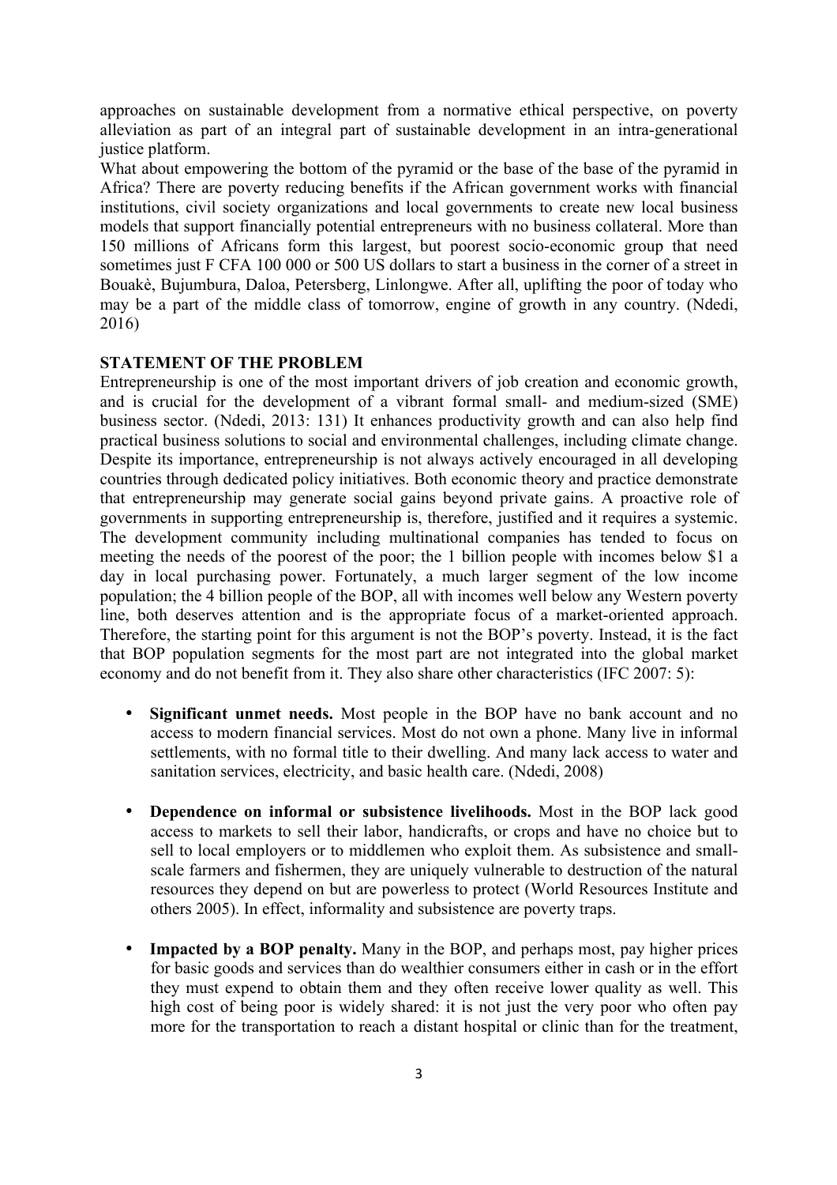approaches on sustainable development from a normative ethical perspective, on poverty alleviation as part of an integral part of sustainable development in an intra-generational justice platform.

What about empowering the bottom of the pyramid or the base of the base of the pyramid in Africa? There are poverty reducing benefits if the African government works with financial institutions, civil society organizations and local governments to create new local business models that support financially potential entrepreneurs with no business collateral. More than 150 millions of Africans form this largest, but poorest socio-economic group that need sometimes just F CFA 100 000 or 500 US dollars to start a business in the corner of a street in Bouakè, Bujumbura, Daloa, Petersberg, Linlongwe. After all, uplifting the poor of today who may be a part of the middle class of tomorrow, engine of growth in any country. (Ndedi, 2016)

## STATEMENT OF THE PROBLEM

Entrepreneurship is one of the most important drivers of job creation and economic growth, and is crucial for the development of a vibrant formal small- and medium-sized (SME) business sector. (Ndedi, 2013: 131) It enhances productivity growth and can also help find practical business solutions to social and environmental challenges, including climate change. Despite its importance, entrepreneurship is not always actively encouraged in all developing countries through dedicated policy initiatives. Both economic theory and practice demonstrate that entrepreneurship may generate social gains beyond private gains. A proactive role of governments in supporting entrepreneurship is, therefore, justified and it requires a systemic. The development community including multinational companies has tended to focus on meeting the needs of the poorest of the poor; the 1 billion people with incomes below $1 a day in local purchasing power. Fortunately, a much larger segment of the low income population; the 4 billion people of the BOP, all with incomes well below any Western poverty line, both deserves attention and is the appropriate focus of a market-oriented approach. Therefore, the starting point for this argument is not the BOP's poverty. Instead, it is the fact that BOP population segments for the most part are not integrated into the global market economy and do not benefit from it. They also share other characteristics (IFC 2007: 5):

- **Significant unmet needs.** Most people in the BOP have no bank account and no access to modern financial services. Most do not own a phone. Many live in informal settlements, with no formal title to their dwelling. And many lack access to water and sanitation services, electricity, and basic health care. (Ndedi, 2008)

- **Dependence on informal or subsistence livelihoods.** Most in the BOP lack good access to markets to sell their labor, handicrafts, or crops and have no choice but to sell to local employers or to middlemen who exploit them. As subsistence and small-scale farmers and fishermen, they are uniquely vulnerable to destruction of the natural resources they depend on but are powerless to protect (World Resources Institute and others 2005). In effect, informality and subsistence are poverty traps.

- **Impacted by a BOP penalty.** Many in the BOP, and perhaps most, pay higher prices for basic goods and services than do wealthier consumers either in cash or in the effort they must expend to obtain them and they often receive lower quality as well. This high cost of being poor is widely shared: it is not just the very poor who often pay more for the transportation to reach a distant hospital or clinic than for the treatment,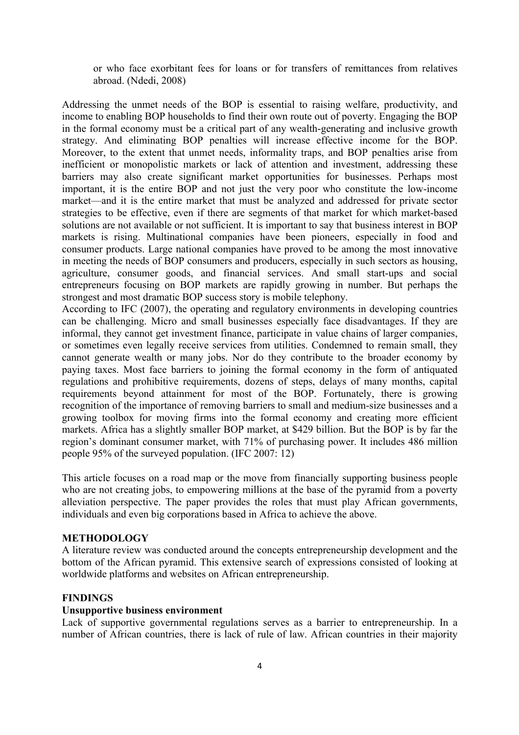> or who face exorbitant fees for loans or for transfers of remittances from relatives abroad. (Ndedi, 2008)

Addressing the unmet needs of the BOP is essential to raising welfare, productivity, and income to enabling BOP households to find their own route out of poverty. Engaging the BOP in the formal economy must be a critical part of any wealth-generating and inclusive growth strategy. And eliminating BOP penalties will increase effective income for the BOP. Moreover, to the extent that unmet needs, informality traps, and BOP penalties arise from inefficient or monopolistic markets or lack of attention and investment, addressing these barriers may also create significant market opportunities for businesses. Perhaps most important, it is the entire BOP and not just the very poor who constitute the low-income market—and it is the entire market that must be analyzed and addressed for private sector strategies to be effective, even if there are segments of that market for which market-based solutions are not available or not sufficient. It is important to say that business interest in BOP markets is rising. Multinational companies have been pioneers, especially in food and consumer products. Large national companies have proved to be among the most innovative in meeting the needs of BOP consumers and producers, especially in such sectors as housing, agriculture, consumer goods, and financial services. And small start-ups and social entrepreneurs focusing on BOP markets are rapidly growing in number. But perhaps the strongest and most dramatic BOP success story is mobile telephony.
According to IFC (2007), the operating and regulatory environments in developing countries can be challenging. Micro and small businesses especially face disadvantages. If they are informal, they cannot get investment finance, participate in value chains of larger companies, or sometimes even legally receive services from utilities. Condemned to remain small, they cannot generate wealth or many jobs. Nor do they contribute to the broader economy by paying taxes. Most face barriers to joining the formal economy in the form of antiquated regulations and prohibitive requirements, dozens of steps, delays of many months, capital requirements beyond attainment for most of the BOP. Fortunately, there is growing recognition of the importance of removing barriers to small and medium-size businesses and a growing toolbox for moving firms into the formal economy and creating more efficient markets. Africa has a slightly smaller BOP market, at $429 billion. But the BOP is by far the region's dominant consumer market, with 71% of purchasing power. It includes 486 million people 95% of the surveyed population. (IFC 2007: 12)

This article focuses on a road map or the move from financially supporting business people who are not creating jobs, to empowering millions at the base of the pyramid from a poverty alleviation perspective. The paper provides the roles that must play African governments, individuals and even big corporations based in Africa to achieve the above.

## METHODOLOGY

A literature review was conducted around the concepts entrepreneurship development and the bottom of the African pyramid. This extensive search of expressions consisted of looking at worldwide platforms and websites on African entrepreneurship.

## FINDINGS

### Unsupportive business environment

Lack of supportive governmental regulations serves as a barrier to entrepreneurship. In a number of African countries, there is lack of rule of law. African countries in their majority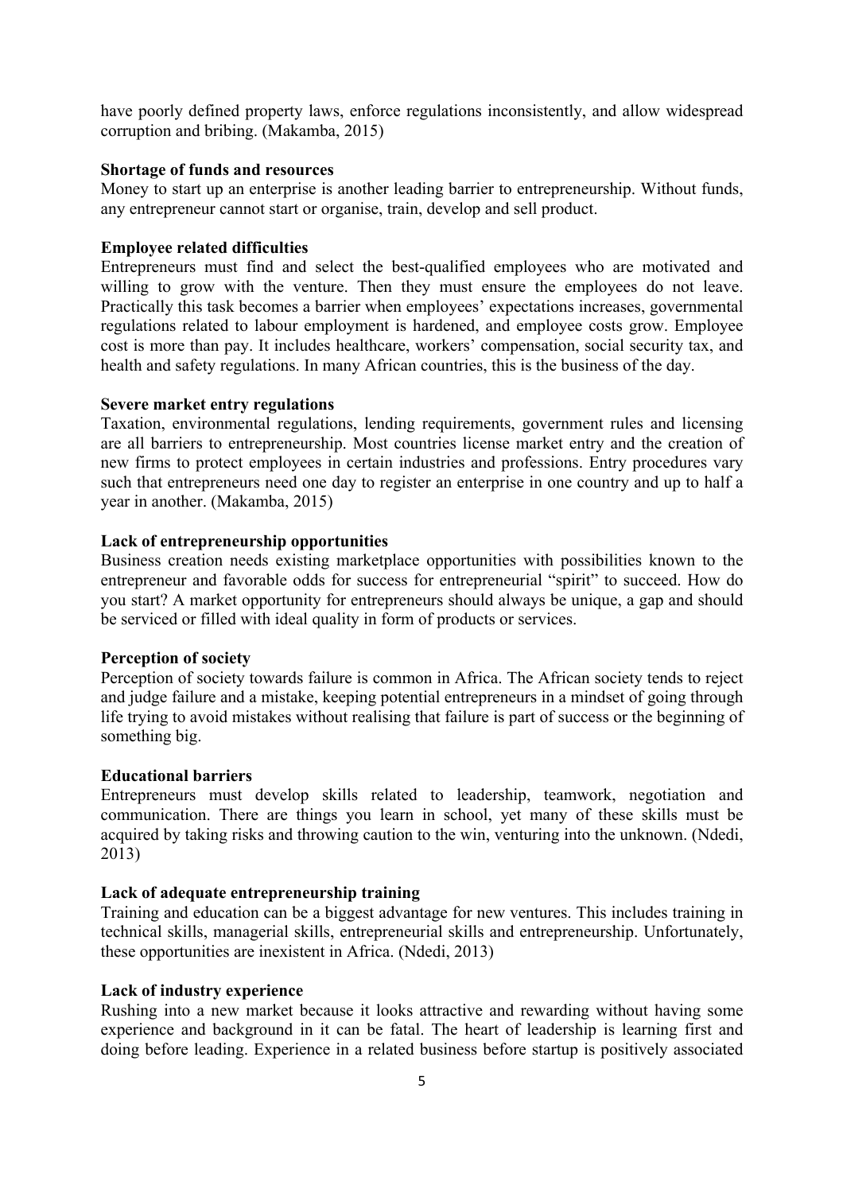have poorly defined property laws, enforce regulations inconsistently, and allow widespread corruption and bribing. (Makamba, 2015)

**Shortage of funds and resources**

Money to start up an enterprise is another leading barrier to entrepreneurship. Without funds, any entrepreneur cannot start or organise, train, develop and sell product.

**Employee related difficulties**

Entrepreneurs must find and select the best-qualified employees who are motivated and willing to grow with the venture. Then they must ensure the employees do not leave. Practically this task becomes a barrier when employees' expectations increases, governmental regulations related to labour employment is hardened, and employee costs grow. Employee cost is more than pay. It includes healthcare, workers' compensation, social security tax, and health and safety regulations. In many African countries, this is the business of the day.

**Severe market entry regulations**

Taxation, environmental regulations, lending requirements, government rules and licensing are all barriers to entrepreneurship. Most countries license market entry and the creation of new firms to protect employees in certain industries and professions. Entry procedures vary such that entrepreneurs need one day to register an enterprise in one country and up to half a year in another. (Makamba, 2015)

**Lack of entrepreneurship opportunities**

Business creation needs existing marketplace opportunities with possibilities known to the entrepreneur and favorable odds for success for entrepreneurial "spirit" to succeed. How do you start? A market opportunity for entrepreneurs should always be unique, a gap and should be serviced or filled with ideal quality in form of products or services.

**Perception of society**

Perception of society towards failure is common in Africa. The African society tends to reject and judge failure and a mistake, keeping potential entrepreneurs in a mindset of going through life trying to avoid mistakes without realising that failure is part of success or the beginning of something big.

**Educational barriers**

Entrepreneurs must develop skills related to leadership, teamwork, negotiation and communication. There are things you learn in school, yet many of these skills must be acquired by taking risks and throwing caution to the win, venturing into the unknown. (Ndedi, 2013)

**Lack of adequate entrepreneurship training**

Training and education can be a biggest advantage for new ventures. This includes training in technical skills, managerial skills, entrepreneurial skills and entrepreneurship. Unfortunately, these opportunities are inexistent in Africa. (Ndedi, 2013)

**Lack of industry experience**

Rushing into a new market because it looks attractive and rewarding without having some experience and background in it can be fatal. The heart of leadership is learning first and doing before leading. Experience in a related business before startup is positively associated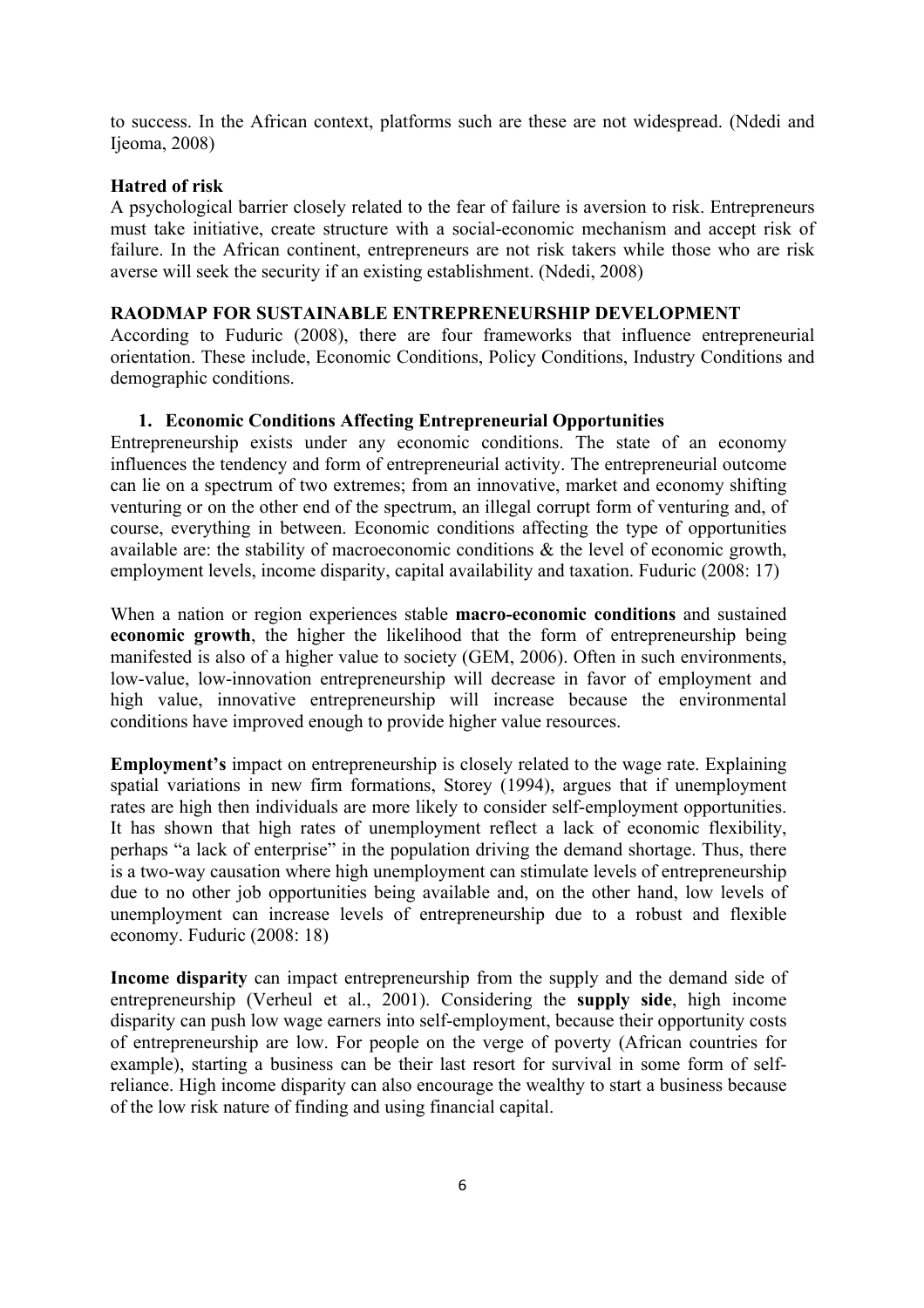to success. In the African context, platforms such are these are not widespread. (Ndedi and Ijeoma, 2008)

**Hatred of risk**

A psychological barrier closely related to the fear of failure is aversion to risk. Entrepreneurs must take initiative, create structure with a social-economic mechanism and accept risk of failure. In the African continent, entrepreneurs are not risk takers while those who are risk averse will seek the security if an existing establishment. (Ndedi, 2008)

## RAODMAP FOR SUSTAINABLE ENTREPRENEURSHIP DEVELOPMENT

According to Fuduric (2008), there are four frameworks that influence entrepreneurial orientation. These include, Economic Conditions, Policy Conditions, Industry Conditions and demographic conditions.

### 1. Economic Conditions Affecting Entrepreneurial Opportunities

Entrepreneurship exists under any economic conditions. The state of an economy influences the tendency and form of entrepreneurial activity. The entrepreneurial outcome can lie on a spectrum of two extremes; from an innovative, market and economy shifting venturing or on the other end of the spectrum, an illegal corrupt form of venturing and, of course, everything in between. Economic conditions affecting the type of opportunities available are: the stability of macroeconomic conditions & the level of economic growth, employment levels, income disparity, capital availability and taxation. Fuduric (2008: 17)

When a nation or region experiences stable **macro-economic conditions** and sustained **economic growth**, the higher the likelihood that the form of entrepreneurship being manifested is also of a higher value to society (GEM, 2006). Often in such environments, low-value, low-innovation entrepreneurship will decrease in favor of employment and high value, innovative entrepreneurship will increase because the environmental conditions have improved enough to provide higher value resources.

**Employment's** impact on entrepreneurship is closely related to the wage rate. Explaining spatial variations in new firm formations, Storey (1994), argues that if unemployment rates are high then individuals are more likely to consider self-employment opportunities. It has shown that high rates of unemployment reflect a lack of economic flexibility, perhaps "a lack of enterprise" in the population driving the demand shortage. Thus, there is a two-way causation where high unemployment can stimulate levels of entrepreneurship due to no other job opportunities being available and, on the other hand, low levels of unemployment can increase levels of entrepreneurship due to a robust and flexible economy. Fuduric (2008: 18)

**Income disparity** can impact entrepreneurship from the supply and the demand side of entrepreneurship (Verheul et al., 2001). Considering the **supply side**, high income disparity can push low wage earners into self-employment, because their opportunity costs of entrepreneurship are low. For people on the verge of poverty (African countries for example), starting a business can be their last resort for survival in some form of self-reliance. High income disparity can also encourage the wealthy to start a business because of the low risk nature of finding and using financial capital.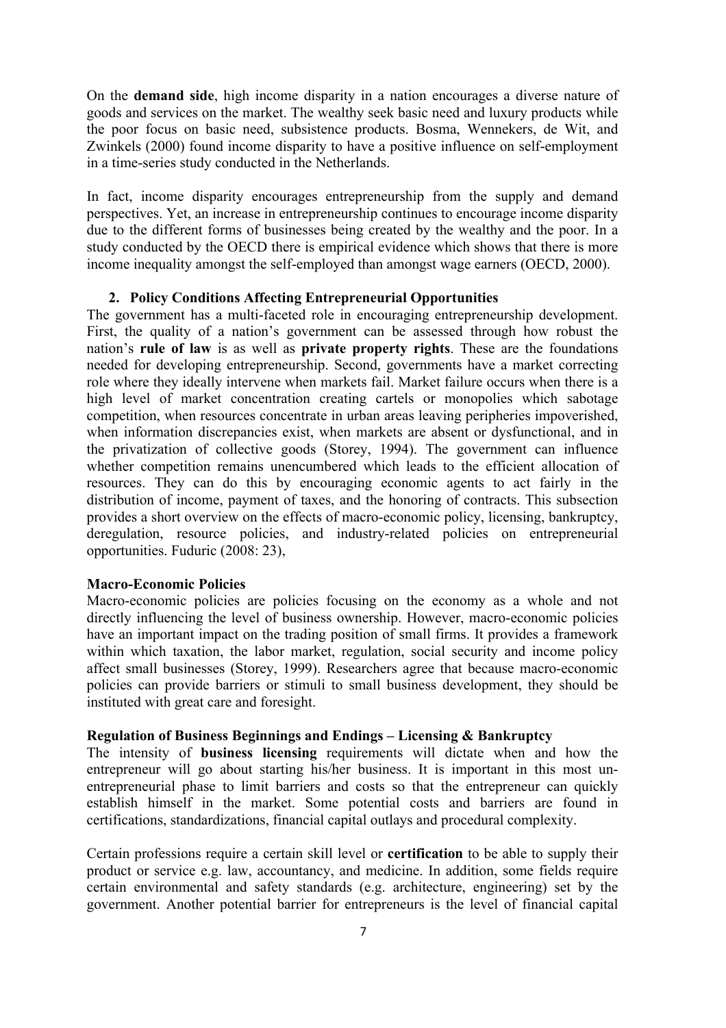On the **demand side**, high income disparity in a nation encourages a diverse nature of goods and services on the market. The wealthy seek basic need and luxury products while the poor focus on basic need, subsistence products. Bosma, Wennekers, de Wit, and Zwinkels (2000) found income disparity to have a positive influence on self-employment in a time-series study conducted in the Netherlands.

In fact, income disparity encourages entrepreneurship from the supply and demand perspectives. Yet, an increase in entrepreneurship continues to encourage income disparity due to the different forms of businesses being created by the wealthy and the poor. In a study conducted by the OECD there is empirical evidence which shows that there is more income inequality amongst the self-employed than amongst wage earners (OECD, 2000).

### 2. Policy Conditions Affecting Entrepreneurial Opportunities

The government has a multi-faceted role in encouraging entrepreneurship development. First, the quality of a nation's government can be assessed through how robust the nation's **rule of law** is as well as **private property rights**. These are the foundations needed for developing entrepreneurship. Second, governments have a market correcting role where they ideally intervene when markets fail. Market failure occurs when there is a high level of market concentration creating cartels or monopolies which sabotage competition, when resources concentrate in urban areas leaving peripheries impoverished, when information discrepancies exist, when markets are absent or dysfunctional, and in the privatization of collective goods (Storey, 1994). The government can influence whether competition remains unencumbered which leads to the efficient allocation of resources. They can do this by encouraging economic agents to act fairly in the distribution of income, payment of taxes, and the honoring of contracts. This subsection provides a short overview on the effects of macro-economic policy, licensing, bankruptcy, deregulation, resource policies, and industry-related policies on entrepreneurial opportunities. Fuduric (2008: 23),

#### Macro-Economic Policies

Macro-economic policies are policies focusing on the economy as a whole and not directly influencing the level of business ownership. However, macro-economic policies have an important impact on the trading position of small firms. It provides a framework within which taxation, the labor market, regulation, social security and income policy affect small businesses (Storey, 1999). Researchers agree that because macro-economic policies can provide barriers or stimuli to small business development, they should be instituted with great care and foresight.

#### Regulation of Business Beginnings and Endings – Licensing & Bankruptcy

The intensity of **business licensing** requirements will dictate when and how the entrepreneur will go about starting his/her business. It is important in this most un-entrepreneurial phase to limit barriers and costs so that the entrepreneur can quickly establish himself in the market. Some potential costs and barriers are found in certifications, standardizations, financial capital outlays and procedural complexity.

Certain professions require a certain skill level or **certification** to be able to supply their product or service e.g. law, accountancy, and medicine. In addition, some fields require certain environmental and safety standards (e.g. architecture, engineering) set by the government. Another potential barrier for entrepreneurs is the level of financial capital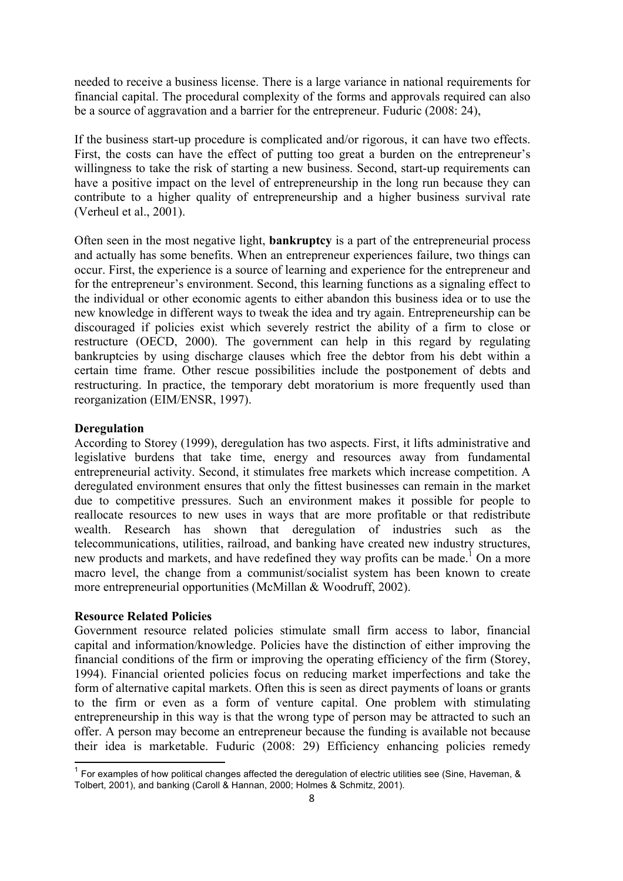needed to receive a business license. There is a large variance in national requirements for financial capital. The procedural complexity of the forms and approvals required can also be a source of aggravation and a barrier for the entrepreneur. Fuduric (2008: 24),

If the business start-up procedure is complicated and/or rigorous, it can have two effects. First, the costs can have the effect of putting too great a burden on the entrepreneur's willingness to take the risk of starting a new business. Second, start-up requirements can have a positive impact on the level of entrepreneurship in the long run because they can contribute to a higher quality of entrepreneurship and a higher business survival rate (Verheul et al., 2001).

Often seen in the most negative light, **bankruptcy** is a part of the entrepreneurial process and actually has some benefits. When an entrepreneur experiences failure, two things can occur. First, the experience is a source of learning and experience for the entrepreneur and for the entrepreneur's environment. Second, this learning functions as a signaling effect to the individual or other economic agents to either abandon this business idea or to use the new knowledge in different ways to tweak the idea and try again. Entrepreneurship can be discouraged if policies exist which severely restrict the ability of a firm to close or restructure (OECD, 2000). The government can help in this regard by regulating bankruptcies by using discharge clauses which free the debtor from his debt within a certain time frame. Other rescue possibilities include the postponement of debts and restructuring. In practice, the temporary debt moratorium is more frequently used than reorganization (EIM/ENSR, 1997).

**Deregulation**

According to Storey (1999), deregulation has two aspects. First, it lifts administrative and legislative burdens that take time, energy and resources away from fundamental entrepreneurial activity. Second, it stimulates free markets which increase competition. A deregulated environment ensures that only the fittest businesses can remain in the market due to competitive pressures. Such an environment makes it possible for people to reallocate resources to new uses in ways that are more profitable or that redistribute wealth. Research has shown that deregulation of industries such as the telecommunications, utilities, railroad, and banking have created new industry structures, new products and markets, and have redefined they way profits can be made.[1] On a more macro level, the change from a communist/socialist system has been known to create more entrepreneurial opportunities (McMillan & Woodruff, 2002).

**Resource Related Policies**

Government resource related policies stimulate small firm access to labor, financial capital and information/knowledge. Policies have the distinction of either improving the financial conditions of the firm or improving the operating efficiency of the firm (Storey, 1994). Financial oriented policies focus on reducing market imperfections and take the form of alternative capital markets. Often this is seen as direct payments of loans or grants to the firm or even as a form of venture capital. One problem with stimulating entrepreneurship in this way is that the wrong type of person may be attracted to such an offer. A person may become an entrepreneur because the funding is available not because their idea is marketable. Fuduric (2008: 29) Efficiency enhancing policies remedy

---

[1] For examples of how political changes affected the deregulation of electric utilities see (Sine, Haveman, & Tolbert, 2001), and banking (Caroll & Hannan, 2000; Holmes & Schmitz, 2001).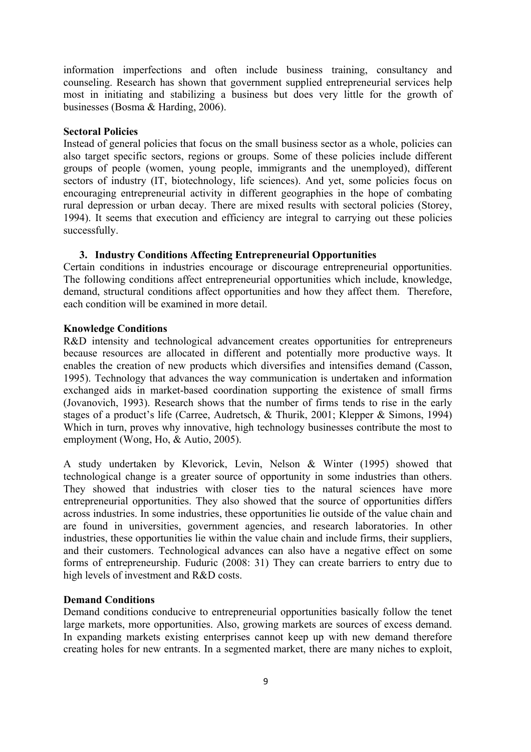information imperfections and often include business training, consultancy and counseling. Research has shown that government supplied entrepreneurial services help most in initiating and stabilizing a business but does very little for the growth of businesses (Bosma & Harding, 2006).

**Sectoral Policies**

Instead of general policies that focus on the small business sector as a whole, policies can also target specific sectors, regions or groups. Some of these policies include different groups of people (women, young people, immigrants and the unemployed), different sectors of industry (IT, biotechnology, life sciences). And yet, some policies focus on encouraging entrepreneurial activity in different geographies in the hope of combating rural depression or urban decay. There are mixed results with sectoral policies (Storey, 1994). It seems that execution and efficiency are integral to carrying out these policies successfully.

### 3. Industry Conditions Affecting Entrepreneurial Opportunities

Certain conditions in industries encourage or discourage entrepreneurial opportunities. The following conditions affect entrepreneurial opportunities which include, knowledge, demand, structural conditions affect opportunities and how they affect them. Therefore, each condition will be examined in more detail.

**Knowledge Conditions**

R&D intensity and technological advancement creates opportunities for entrepreneurs because resources are allocated in different and potentially more productive ways. It enables the creation of new products which diversifies and intensifies demand (Casson, 1995). Technology that advances the way communication is undertaken and information exchanged aids in market-based coordination supporting the existence of small firms (Jovanovich, 1993). Research shows that the number of firms tends to rise in the early stages of a product's life (Carree, Audretsch, & Thurik, 2001; Klepper & Simons, 1994) Which in turn, proves why innovative, high technology businesses contribute the most to employment (Wong, Ho, & Autio, 2005).

A study undertaken by Klevorick, Levin, Nelson & Winter (1995) showed that technological change is a greater source of opportunity in some industries than others. They showed that industries with closer ties to the natural sciences have more entrepreneurial opportunities. They also showed that the source of opportunities differs across industries. In some industries, these opportunities lie outside of the value chain and are found in universities, government agencies, and research laboratories. In other industries, these opportunities lie within the value chain and include firms, their suppliers, and their customers. Technological advances can also have a negative effect on some forms of entrepreneurship. Fuduric (2008: 31) They can create barriers to entry due to high levels of investment and R&D costs.

**Demand Conditions**

Demand conditions conducive to entrepreneurial opportunities basically follow the tenet large markets, more opportunities. Also, growing markets are sources of excess demand. In expanding markets existing enterprises cannot keep up with new demand therefore creating holes for new entrants. In a segmented market, there are many niches to exploit,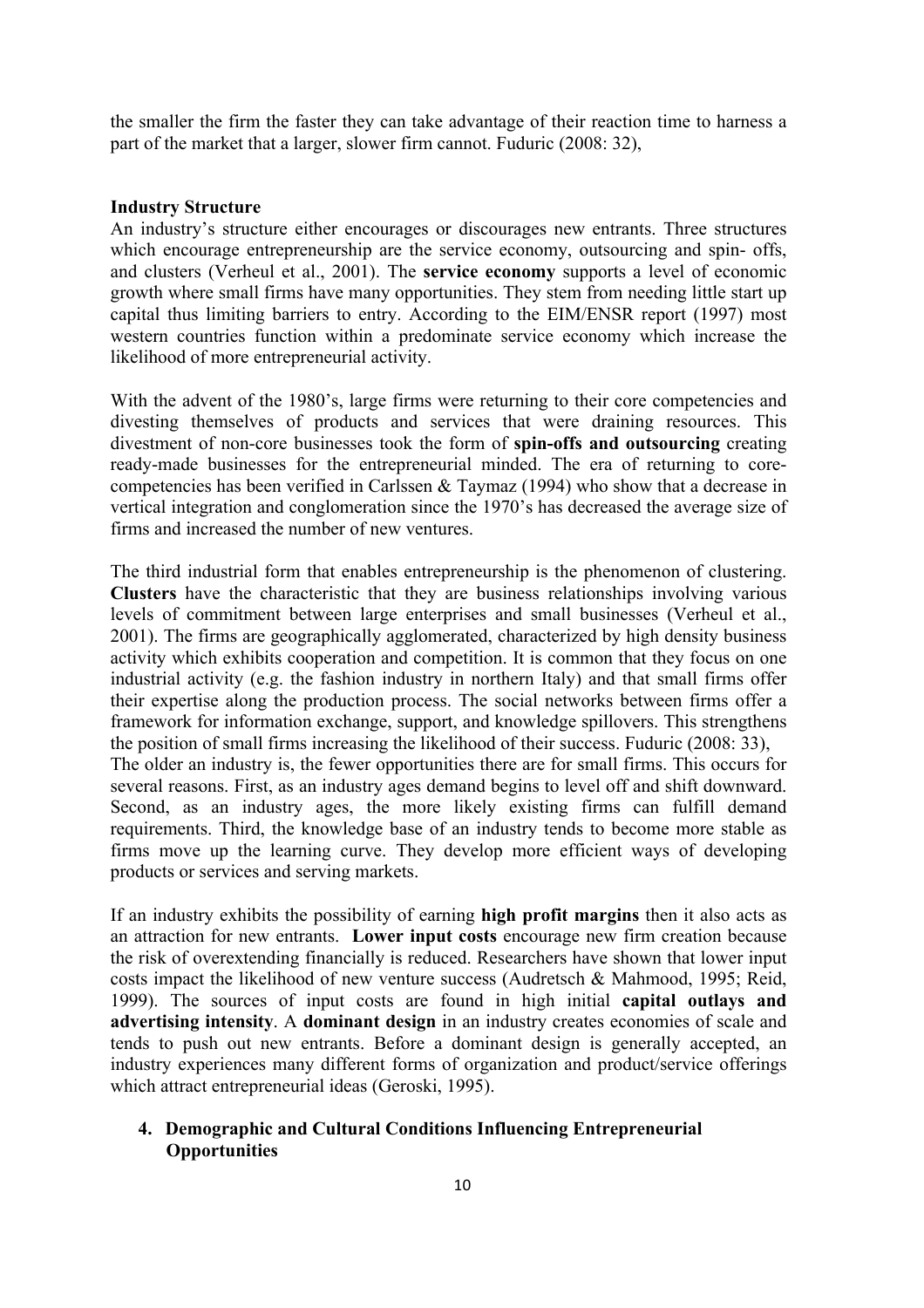the smaller the firm the faster they can take advantage of their reaction time to harness a part of the market that a larger, slower firm cannot. Fuduric (2008: 32),

**Industry Structure**

An industry's structure either encourages or discourages new entrants. Three structures which encourage entrepreneurship are the service economy, outsourcing and spin- offs, and clusters (Verheul et al., 2001). The **service economy** supports a level of economic growth where small firms have many opportunities. They stem from needing little start up capital thus limiting barriers to entry. According to the EIM/ENSR report (1997) most western countries function within a predominate service economy which increase the likelihood of more entrepreneurial activity.

With the advent of the 1980's, large firms were returning to their core competencies and divesting themselves of products and services that were draining resources. This divestment of non-core businesses took the form of **spin-offs and outsourcing** creating ready-made businesses for the entrepreneurial minded. The era of returning to core-competencies has been verified in Carlssen & Taymaz (1994) who show that a decrease in vertical integration and conglomeration since the 1970's has decreased the average size of firms and increased the number of new ventures.

The third industrial form that enables entrepreneurship is the phenomenon of clustering. **Clusters** have the characteristic that they are business relationships involving various levels of commitment between large enterprises and small businesses (Verheul et al., 2001). The firms are geographically agglomerated, characterized by high density business activity which exhibits cooperation and competition. It is common that they focus on one industrial activity (e.g. the fashion industry in northern Italy) and that small firms offer their expertise along the production process. The social networks between firms offer a framework for information exchange, support, and knowledge spillovers. This strengthens the position of small firms increasing the likelihood of their success. Fuduric (2008: 33),
The older an industry is, the fewer opportunities there are for small firms. This occurs for several reasons. First, as an industry ages demand begins to level off and shift downward. Second, as an industry ages, the more likely existing firms can fulfill demand requirements. Third, the knowledge base of an industry tends to become more stable as firms move up the learning curve. They develop more efficient ways of developing products or services and serving markets.

If an industry exhibits the possibility of earning **high profit margins** then it also acts as an attraction for new entrants. **Lower input costs** encourage new firm creation because the risk of overextending financially is reduced. Researchers have shown that lower input costs impact the likelihood of new venture success (Audretsch & Mahmood, 1995; Reid, 1999). The sources of input costs are found in high initial **capital outlays and advertising intensity**. A **dominant design** in an industry creates economies of scale and tends to push out new entrants. Before a dominant design is generally accepted, an industry experiences many different forms of organization and product/service offerings which attract entrepreneurial ideas (Geroski, 1995).

## 4. Demographic and Cultural Conditions Influencing Entrepreneurial Opportunities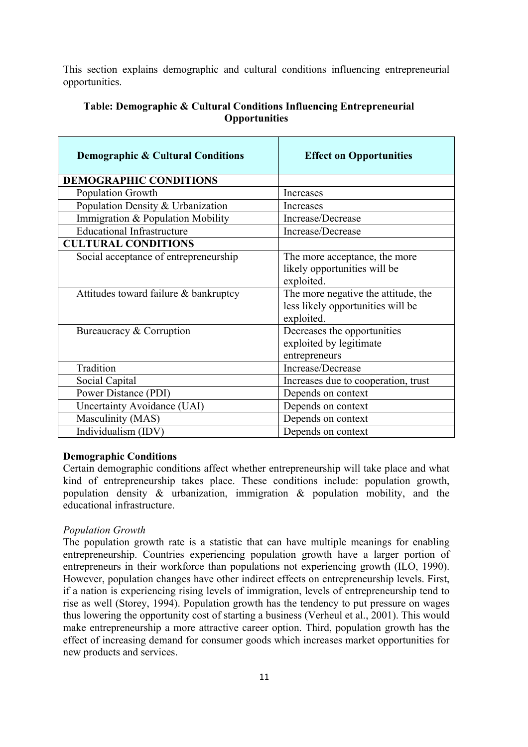This section explains demographic and cultural conditions influencing entrepreneurial opportunities.

**Table: Demographic & Cultural Conditions Influencing Entrepreneurial Opportunities**

| Demographic & Cultural Conditions | Effect on Opportunities |
|---|---|
| **DEMOGRAPHIC CONDITIONS** | |
| Population Growth | Increases |
| Population Density & Urbanization | Increases |
| Immigration & Population Mobility | Increase/Decrease |
| Educational Infrastructure | Increase/Decrease |
| **CULTURAL CONDITIONS** | |
| Social acceptance of entrepreneurship | The more acceptance, the more likely opportunities will be exploited. |
| Attitudes toward failure & bankruptcy | The more negative the attitude, the less likely opportunities will be exploited. |
| Bureaucracy & Corruption | Decreases the opportunities exploited by legitimate entrepreneurs |
| Tradition | Increase/Decrease |
| Social Capital | Increases due to cooperation, trust |
| Power Distance (PDI) | Depends on context |
| Uncertainty Avoidance (UAI) | Depends on context |
| Masculinity (MAS) | Depends on context |
| Individualism (IDV) | Depends on context |

**Demographic Conditions**

Certain demographic conditions affect whether entrepreneurship will take place and what kind of entrepreneurship takes place. These conditions include: population growth, population density & urbanization, immigration & population mobility, and the educational infrastructure.

*Population Growth*

The population growth rate is a statistic that can have multiple meanings for enabling entrepreneurship. Countries experiencing population growth have a larger portion of entrepreneurs in their workforce than populations not experiencing growth (ILO, 1990). However, population changes have other indirect effects on entrepreneurship levels. First, if a nation is experiencing rising levels of immigration, levels of entrepreneurship tend to rise as well (Storey, 1994). Population growth has the tendency to put pressure on wages thus lowering the opportunity cost of starting a business (Verheul et al., 2001). This would make entrepreneurship a more attractive career option. Third, population growth has the effect of increasing demand for consumer goods which increases market opportunities for new products and services.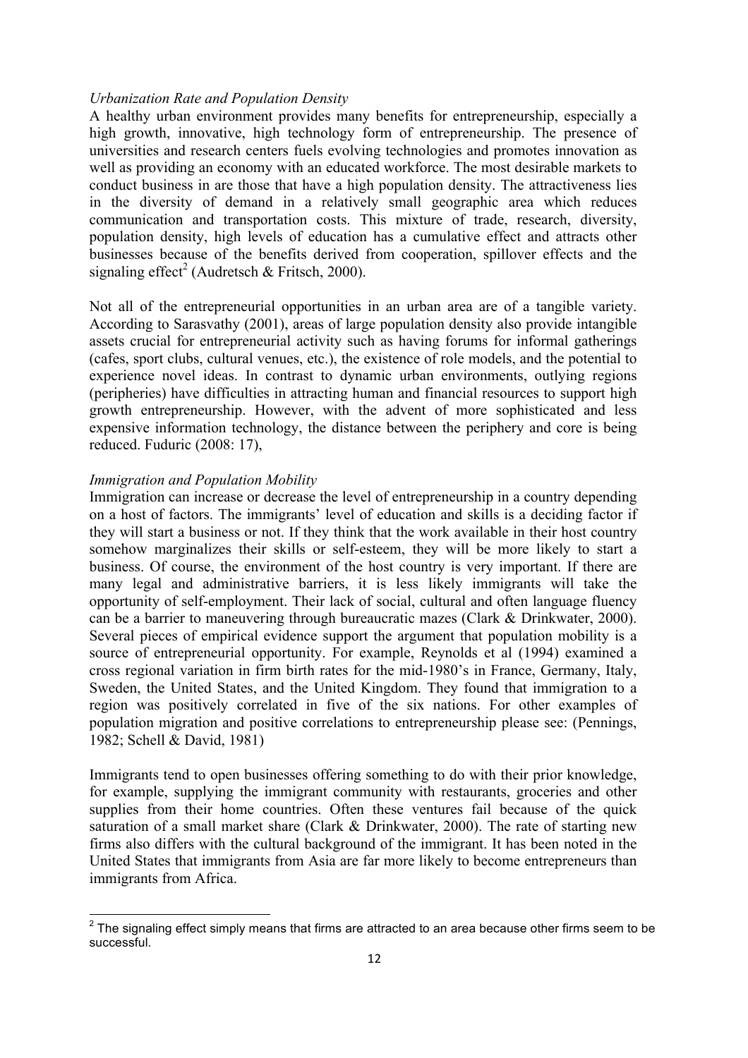*Urbanization Rate and Population Density*

A healthy urban environment provides many benefits for entrepreneurship, especially a high growth, innovative, high technology form of entrepreneurship. The presence of universities and research centers fuels evolving technologies and promotes innovation as well as providing an economy with an educated workforce. The most desirable markets to conduct business in are those that have a high population density. The attractiveness lies in the diversity of demand in a relatively small geographic area which reduces communication and transportation costs. This mixture of trade, research, diversity, population density, high levels of education has a cumulative effect and attracts other businesses because of the benefits derived from cooperation, spillover effects and the signaling effect[2] (Audretsch & Fritsch, 2000).

Not all of the entrepreneurial opportunities in an urban area are of a tangible variety. According to Sarasvathy (2001), areas of large population density also provide intangible assets crucial for entrepreneurial activity such as having forums for informal gatherings (cafes, sport clubs, cultural venues, etc.), the existence of role models, and the potential to experience novel ideas. In contrast to dynamic urban environments, outlying regions (peripheries) have difficulties in attracting human and financial resources to support high growth entrepreneurship. However, with the advent of more sophisticated and less expensive information technology, the distance between the periphery and core is being reduced. Fuduric (2008: 17),

*Immigration and Population Mobility*

Immigration can increase or decrease the level of entrepreneurship in a country depending on a host of factors. The immigrants' level of education and skills is a deciding factor if they will start a business or not. If they think that the work available in their host country somehow marginalizes their skills or self-esteem, they will be more likely to start a business. Of course, the environment of the host country is very important. If there are many legal and administrative barriers, it is less likely immigrants will take the opportunity of self-employment. Their lack of social, cultural and often language fluency can be a barrier to maneuvering through bureaucratic mazes (Clark & Drinkwater, 2000). Several pieces of empirical evidence support the argument that population mobility is a source of entrepreneurial opportunity. For example, Reynolds et al (1994) examined a cross regional variation in firm birth rates for the mid-1980's in France, Germany, Italy, Sweden, the United States, and the United Kingdom. They found that immigration to a region was positively correlated in five of the six nations. For other examples of population migration and positive correlations to entrepreneurship please see: (Pennings, 1982; Schell & David, 1981)

Immigrants tend to open businesses offering something to do with their prior knowledge, for example, supplying the immigrant community with restaurants, groceries and other supplies from their home countries. Often these ventures fail because of the quick saturation of a small market share (Clark & Drinkwater, 2000). The rate of starting new firms also differs with the cultural background of the immigrant. It has been noted in the United States that immigrants from Asia are far more likely to become entrepreneurs than immigrants from Africa.

[2] The signaling effect simply means that firms are attracted to an area because other firms seem to be successful.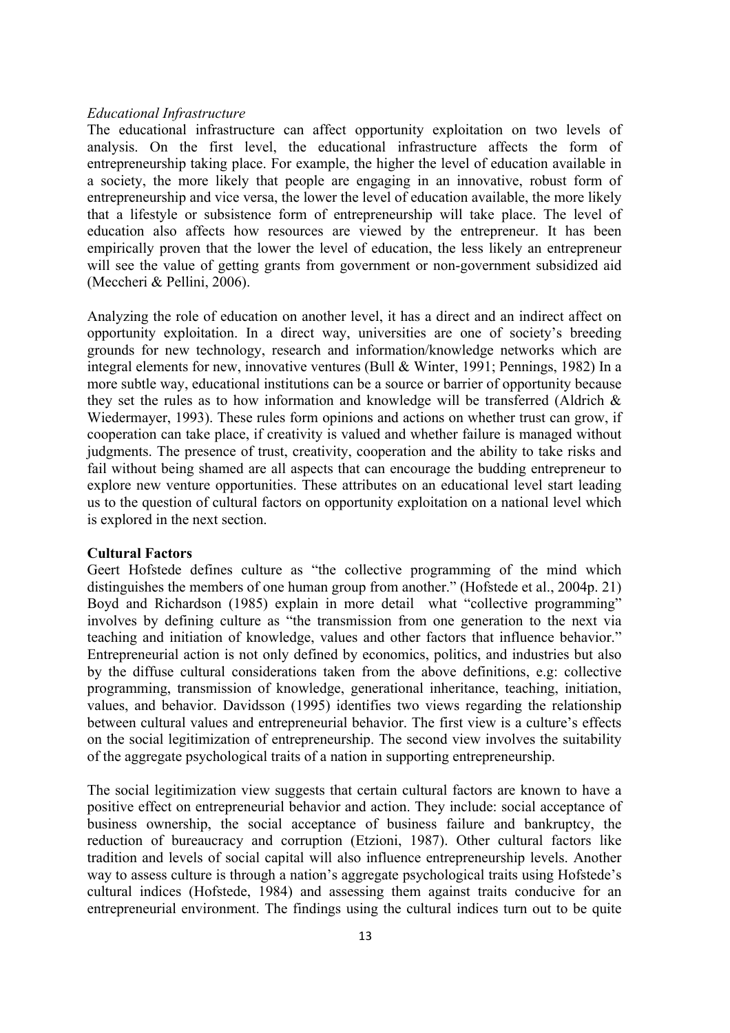*Educational Infrastructure*

The educational infrastructure can affect opportunity exploitation on two levels of analysis. On the first level, the educational infrastructure affects the form of entrepreneurship taking place. For example, the higher the level of education available in a society, the more likely that people are engaging in an innovative, robust form of entrepreneurship and vice versa, the lower the level of education available, the more likely that a lifestyle or subsistence form of entrepreneurship will take place. The level of education also affects how resources are viewed by the entrepreneur. It has been empirically proven that the lower the level of education, the less likely an entrepreneur will see the value of getting grants from government or non-government subsidized aid (Meccheri & Pellini, 2006).

Analyzing the role of education on another level, it has a direct and an indirect affect on opportunity exploitation. In a direct way, universities are one of society's breeding grounds for new technology, research and information/knowledge networks which are integral elements for new, innovative ventures (Bull & Winter, 1991; Pennings, 1982) In a more subtle way, educational institutions can be a source or barrier of opportunity because they set the rules as to how information and knowledge will be transferred (Aldrich & Wiedermayer, 1993). These rules form opinions and actions on whether trust can grow, if cooperation can take place, if creativity is valued and whether failure is managed without judgments. The presence of trust, creativity, cooperation and the ability to take risks and fail without being shamed are all aspects that can encourage the budding entrepreneur to explore new venture opportunities. These attributes on an educational level start leading us to the question of cultural factors on opportunity exploitation on a national level which is explored in the next section.

**Cultural Factors**

Geert Hofstede defines culture as "the collective programming of the mind which distinguishes the members of one human group from another." (Hofstede et al., 2004p. 21) Boyd and Richardson (1985) explain in more detail what "collective programming" involves by defining culture as "the transmission from one generation to the next via teaching and initiation of knowledge, values and other factors that influence behavior." Entrepreneurial action is not only defined by economics, politics, and industries but also by the diffuse cultural considerations taken from the above definitions, e.g: collective programming, transmission of knowledge, generational inheritance, teaching, initiation, values, and behavior. Davidsson (1995) identifies two views regarding the relationship between cultural values and entrepreneurial behavior. The first view is a culture's effects on the social legitimization of entrepreneurship. The second view involves the suitability of the aggregate psychological traits of a nation in supporting entrepreneurship.

The social legitimization view suggests that certain cultural factors are known to have a positive effect on entrepreneurial behavior and action. They include: social acceptance of business ownership, the social acceptance of business failure and bankruptcy, the reduction of bureaucracy and corruption (Etzioni, 1987). Other cultural factors like tradition and levels of social capital will also influence entrepreneurship levels. Another way to assess culture is through a nation's aggregate psychological traits using Hofstede's cultural indices (Hofstede, 1984) and assessing them against traits conducive for an entrepreneurial environment. The findings using the cultural indices turn out to be quite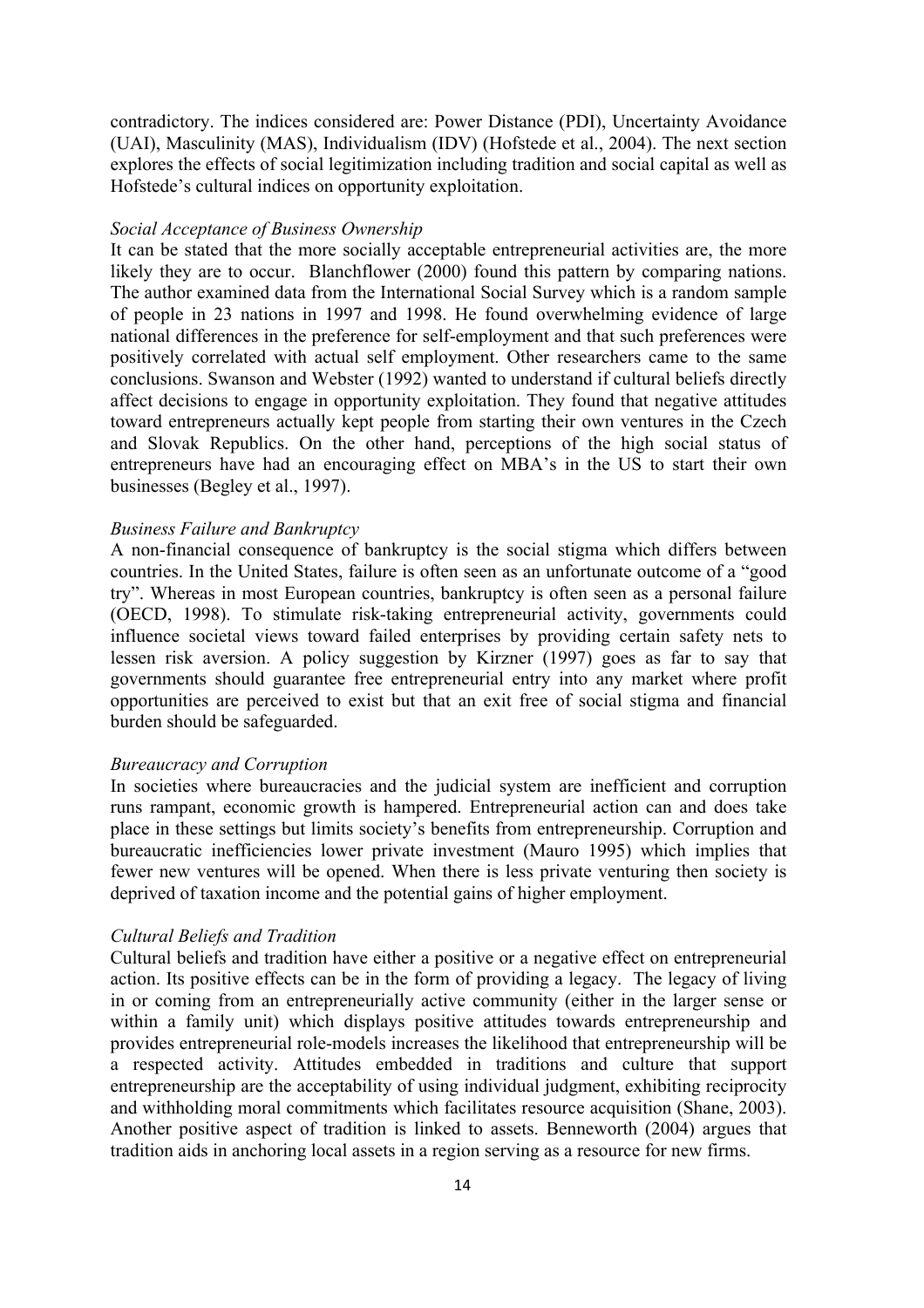contradictory. The indices considered are: Power Distance (PDI), Uncertainty Avoidance (UAI), Masculinity (MAS), Individualism (IDV) (Hofstede et al., 2004). The next section explores the effects of social legitimization including tradition and social capital as well as Hofstede's cultural indices on opportunity exploitation.

*Social Acceptance of Business Ownership*

It can be stated that the more socially acceptable entrepreneurial activities are, the more likely they are to occur. Blanchflower (2000) found this pattern by comparing nations. The author examined data from the International Social Survey which is a random sample of people in 23 nations in 1997 and 1998. He found overwhelming evidence of large national differences in the preference for self-employment and that such preferences were positively correlated with actual self employment. Other researchers came to the same conclusions. Swanson and Webster (1992) wanted to understand if cultural beliefs directly affect decisions to engage in opportunity exploitation. They found that negative attitudes toward entrepreneurs actually kept people from starting their own ventures in the Czech and Slovak Republics. On the other hand, perceptions of the high social status of entrepreneurs have had an encouraging effect on MBA's in the US to start their own businesses (Begley et al., 1997).

*Business Failure and Bankruptcy*

A non-financial consequence of bankruptcy is the social stigma which differs between countries. In the United States, failure is often seen as an unfortunate outcome of a "good try". Whereas in most European countries, bankruptcy is often seen as a personal failure (OECD, 1998). To stimulate risk-taking entrepreneurial activity, governments could influence societal views toward failed enterprises by providing certain safety nets to lessen risk aversion. A policy suggestion by Kirzner (1997) goes as far to say that governments should guarantee free entrepreneurial entry into any market where profit opportunities are perceived to exist but that an exit free of social stigma and financial burden should be safeguarded.

*Bureaucracy and Corruption*

In societies where bureaucracies and the judicial system are inefficient and corruption runs rampant, economic growth is hampered. Entrepreneurial action can and does take place in these settings but limits society's benefits from entrepreneurship. Corruption and bureaucratic inefficiencies lower private investment (Mauro 1995) which implies that fewer new ventures will be opened. When there is less private venturing then society is deprived of taxation income and the potential gains of higher employment.

*Cultural Beliefs and Tradition*

Cultural beliefs and tradition have either a positive or a negative effect on entrepreneurial action. Its positive effects can be in the form of providing a legacy. The legacy of living in or coming from an entrepreneurially active community (either in the larger sense or within a family unit) which displays positive attitudes towards entrepreneurship and provides entrepreneurial role-models increases the likelihood that entrepreneurship will be a respected activity. Attitudes embedded in traditions and culture that support entrepreneurship are the acceptability of using individual judgment, exhibiting reciprocity and withholding moral commitments which facilitates resource acquisition (Shane, 2003). Another positive aspect of tradition is linked to assets. Benneworth (2004) argues that tradition aids in anchoring local assets in a region serving as a resource for new firms.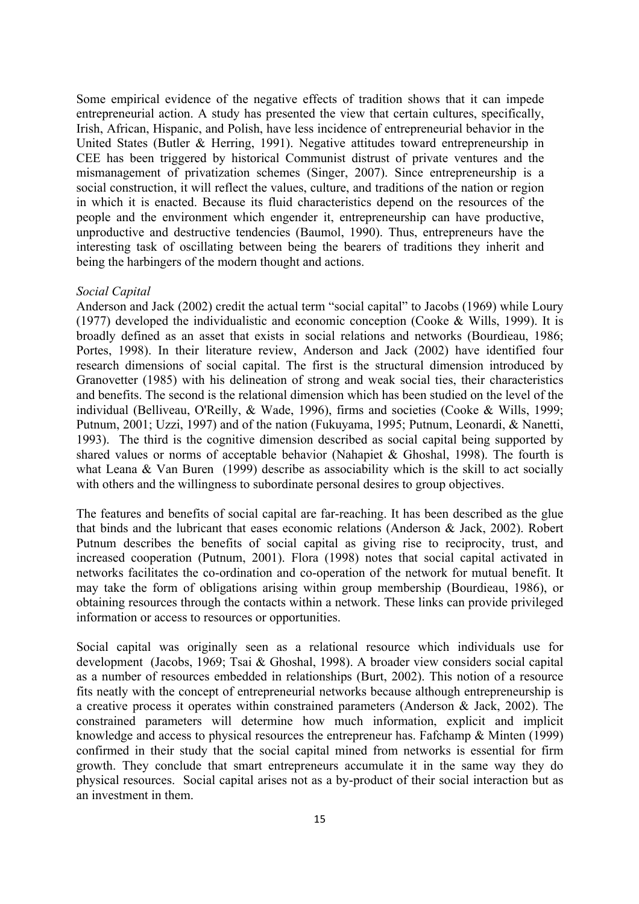Some empirical evidence of the negative effects of tradition shows that it can impede entrepreneurial action. A study has presented the view that certain cultures, specifically, Irish, African, Hispanic, and Polish, have less incidence of entrepreneurial behavior in the United States (Butler & Herring, 1991). Negative attitudes toward entrepreneurship in CEE has been triggered by historical Communist distrust of private ventures and the mismanagement of privatization schemes (Singer, 2007). Since entrepreneurship is a social construction, it will reflect the values, culture, and traditions of the nation or region in which it is enacted. Because its fluid characteristics depend on the resources of the people and the environment which engender it, entrepreneurship can have productive, unproductive and destructive tendencies (Baumol, 1990). Thus, entrepreneurs have the interesting task of oscillating between being the bearers of traditions they inherit and being the harbingers of the modern thought and actions.

*Social Capital*

Anderson and Jack (2002) credit the actual term "social capital" to Jacobs (1969) while Loury (1977) developed the individualistic and economic conception (Cooke & Wills, 1999). It is broadly defined as an asset that exists in social relations and networks (Bourdieau, 1986; Portes, 1998). In their literature review, Anderson and Jack (2002) have identified four research dimensions of social capital. The first is the structural dimension introduced by Granovetter (1985) with his delineation of strong and weak social ties, their characteristics and benefits. The second is the relational dimension which has been studied on the level of the individual (Belliveau, O'Reilly, & Wade, 1996), firms and societies (Cooke & Wills, 1999; Putnum, 2001; Uzzi, 1997) and of the nation (Fukuyama, 1995; Putnum, Leonardi, & Nanetti, 1993). The third is the cognitive dimension described as social capital being supported by shared values or norms of acceptable behavior (Nahapiet & Ghoshal, 1998). The fourth is what Leana & Van Buren (1999) describe as associability which is the skill to act socially with others and the willingness to subordinate personal desires to group objectives.

The features and benefits of social capital are far-reaching. It has been described as the glue that binds and the lubricant that eases economic relations (Anderson & Jack, 2002). Robert Putnum describes the benefits of social capital as giving rise to reciprocity, trust, and increased cooperation (Putnum, 2001). Flora (1998) notes that social capital activated in networks facilitates the co-ordination and co-operation of the network for mutual benefit. It may take the form of obligations arising within group membership (Bourdieau, 1986), or obtaining resources through the contacts within a network. These links can provide privileged information or access to resources or opportunities.

Social capital was originally seen as a relational resource which individuals use for development (Jacobs, 1969; Tsai & Ghoshal, 1998). A broader view considers social capital as a number of resources embedded in relationships (Burt, 2002). This notion of a resource fits neatly with the concept of entrepreneurial networks because although entrepreneurship is a creative process it operates within constrained parameters (Anderson & Jack, 2002). The constrained parameters will determine how much information, explicit and implicit knowledge and access to physical resources the entrepreneur has. Fafchamp & Minten (1999) confirmed in their study that the social capital mined from networks is essential for firm growth. They conclude that smart entrepreneurs accumulate it in the same way they do physical resources. Social capital arises not as a by-product of their social interaction but as an investment in them.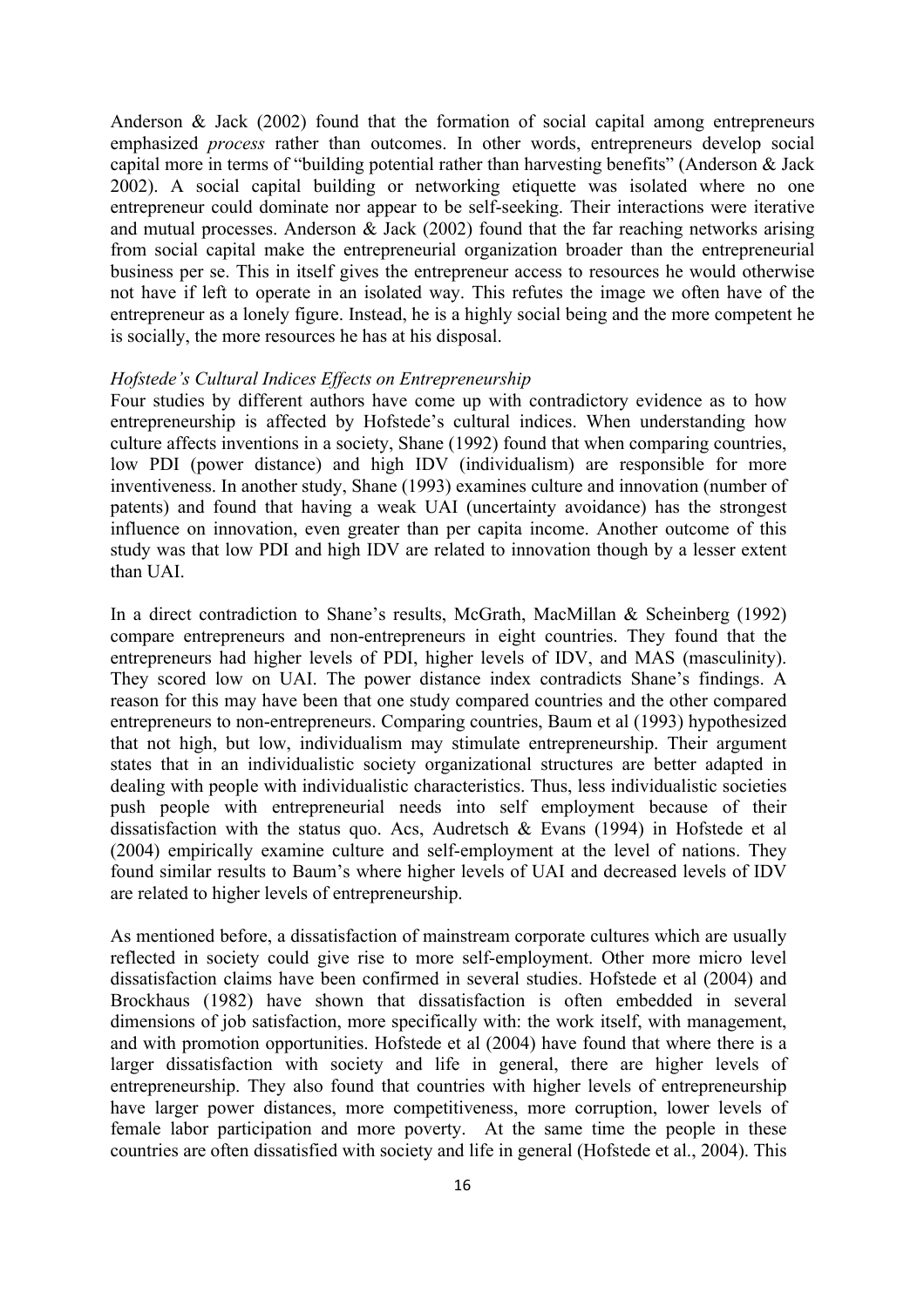Anderson & Jack (2002) found that the formation of social capital among entrepreneurs emphasized *process* rather than outcomes. In other words, entrepreneurs develop social capital more in terms of "building potential rather than harvesting benefits" (Anderson & Jack 2002). A social capital building or networking etiquette was isolated where no one entrepreneur could dominate nor appear to be self-seeking. Their interactions were iterative and mutual processes. Anderson & Jack (2002) found that the far reaching networks arising from social capital make the entrepreneurial organization broader than the entrepreneurial business per se. This in itself gives the entrepreneur access to resources he would otherwise not have if left to operate in an isolated way. This refutes the image we often have of the entrepreneur as a lonely figure. Instead, he is a highly social being and the more competent he is socially, the more resources he has at his disposal.

*Hofstede's Cultural Indices Effects on Entrepreneurship*

Four studies by different authors have come up with contradictory evidence as to how entrepreneurship is affected by Hofstede's cultural indices. When understanding how culture affects inventions in a society, Shane (1992) found that when comparing countries, low PDI (power distance) and high IDV (individualism) are responsible for more inventiveness. In another study, Shane (1993) examines culture and innovation (number of patents) and found that having a weak UAI (uncertainty avoidance) has the strongest influence on innovation, even greater than per capita income. Another outcome of this study was that low PDI and high IDV are related to innovation though by a lesser extent than UAI.

In a direct contradiction to Shane's results, McGrath, MacMillan & Scheinberg (1992) compare entrepreneurs and non-entrepreneurs in eight countries. They found that the entrepreneurs had higher levels of PDI, higher levels of IDV, and MAS (masculinity). They scored low on UAI. The power distance index contradicts Shane's findings. A reason for this may have been that one study compared countries and the other compared entrepreneurs to non-entrepreneurs. Comparing countries, Baum et al (1993) hypothesized that not high, but low, individualism may stimulate entrepreneurship. Their argument states that in an individualistic society organizational structures are better adapted in dealing with people with individualistic characteristics. Thus, less individualistic societies push people with entrepreneurial needs into self employment because of their dissatisfaction with the status quo. Acs, Audretsch & Evans (1994) in Hofstede et al (2004) empirically examine culture and self-employment at the level of nations. They found similar results to Baum's where higher levels of UAI and decreased levels of IDV are related to higher levels of entrepreneurship.

As mentioned before, a dissatisfaction of mainstream corporate cultures which are usually reflected in society could give rise to more self-employment. Other more micro level dissatisfaction claims have been confirmed in several studies. Hofstede et al (2004) and Brockhaus (1982) have shown that dissatisfaction is often embedded in several dimensions of job satisfaction, more specifically with: the work itself, with management, and with promotion opportunities. Hofstede et al (2004) have found that where there is a larger dissatisfaction with society and life in general, there are higher levels of entrepreneurship. They also found that countries with higher levels of entrepreneurship have larger power distances, more competitiveness, more corruption, lower levels of female labor participation and more poverty. At the same time the people in these countries are often dissatisfied with society and life in general (Hofstede et al., 2004). This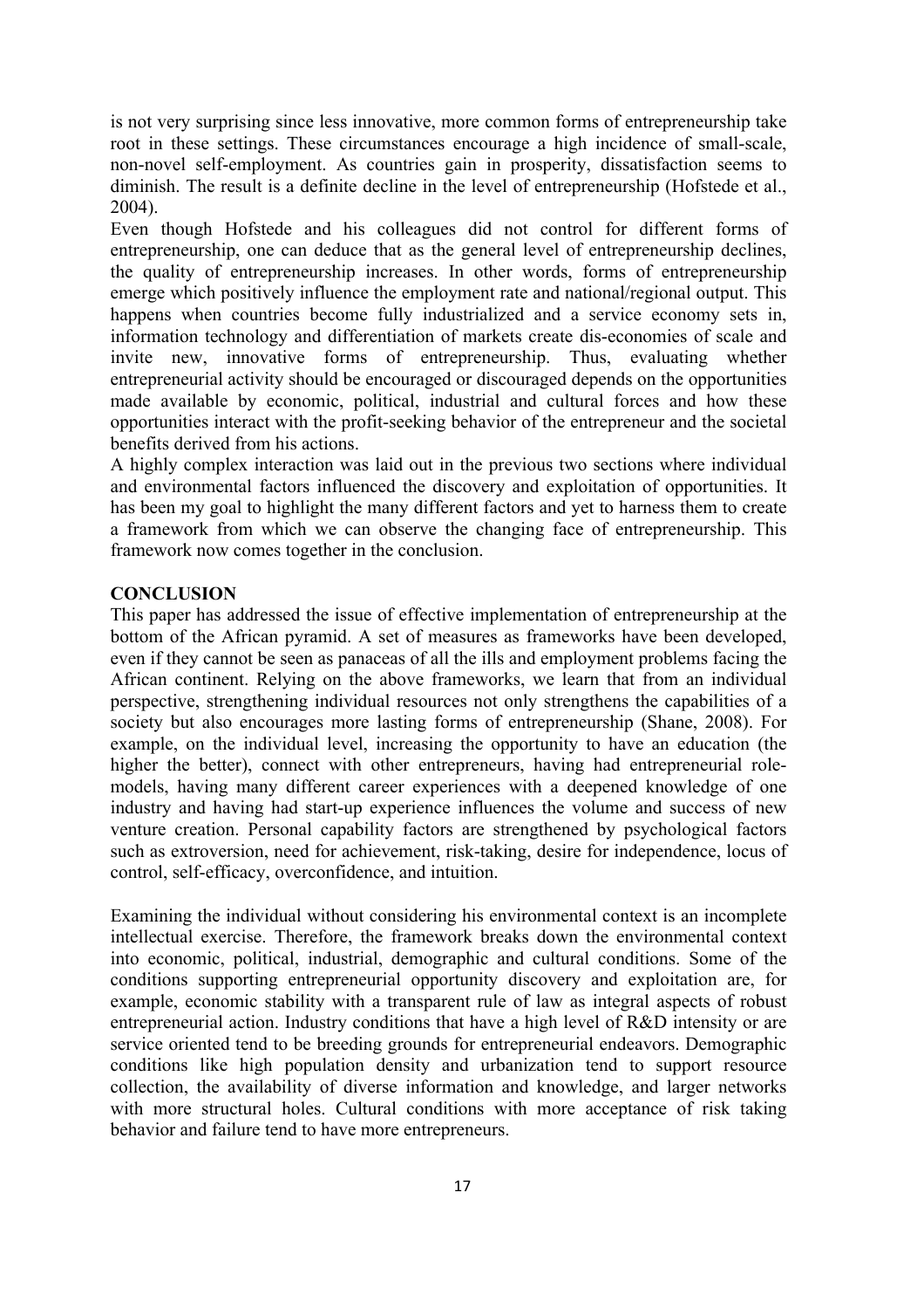is not very surprising since less innovative, more common forms of entrepreneurship take root in these settings. These circumstances encourage a high incidence of small-scale, non-novel self-employment. As countries gain in prosperity, dissatisfaction seems to diminish. The result is a definite decline in the level of entrepreneurship (Hofstede et al., 2004).

Even though Hofstede and his colleagues did not control for different forms of entrepreneurship, one can deduce that as the general level of entrepreneurship declines, the quality of entrepreneurship increases. In other words, forms of entrepreneurship emerge which positively influence the employment rate and national/regional output. This happens when countries become fully industrialized and a service economy sets in, information technology and differentiation of markets create dis-economies of scale and invite new, innovative forms of entrepreneurship. Thus, evaluating whether entrepreneurial activity should be encouraged or discouraged depends on the opportunities made available by economic, political, industrial and cultural forces and how these opportunities interact with the profit-seeking behavior of the entrepreneur and the societal benefits derived from his actions.

A highly complex interaction was laid out in the previous two sections where individual and environmental factors influenced the discovery and exploitation of opportunities. It has been my goal to highlight the many different factors and yet to harness them to create a framework from which we can observe the changing face of entrepreneurship. This framework now comes together in the conclusion.

## CONCLUSION

This paper has addressed the issue of effective implementation of entrepreneurship at the bottom of the African pyramid. A set of measures as frameworks have been developed, even if they cannot be seen as panaceas of all the ills and employment problems facing the African continent. Relying on the above frameworks, we learn that from an individual perspective, strengthening individual resources not only strengthens the capabilities of a society but also encourages more lasting forms of entrepreneurship (Shane, 2008). For example, on the individual level, increasing the opportunity to have an education (the higher the better), connect with other entrepreneurs, having had entrepreneurial role-models, having many different career experiences with a deepened knowledge of one industry and having had start-up experience influences the volume and success of new venture creation. Personal capability factors are strengthened by psychological factors such as extroversion, need for achievement, risk-taking, desire for independence, locus of control, self-efficacy, overconfidence, and intuition.

Examining the individual without considering his environmental context is an incomplete intellectual exercise. Therefore, the framework breaks down the environmental context into economic, political, industrial, demographic and cultural conditions. Some of the conditions supporting entrepreneurial opportunity discovery and exploitation are, for example, economic stability with a transparent rule of law as integral aspects of robust entrepreneurial action. Industry conditions that have a high level of R&D intensity or are service oriented tend to be breeding grounds for entrepreneurial endeavors. Demographic conditions like high population density and urbanization tend to support resource collection, the availability of diverse information and knowledge, and larger networks with more structural holes. Cultural conditions with more acceptance of risk taking behavior and failure tend to have more entrepreneurs.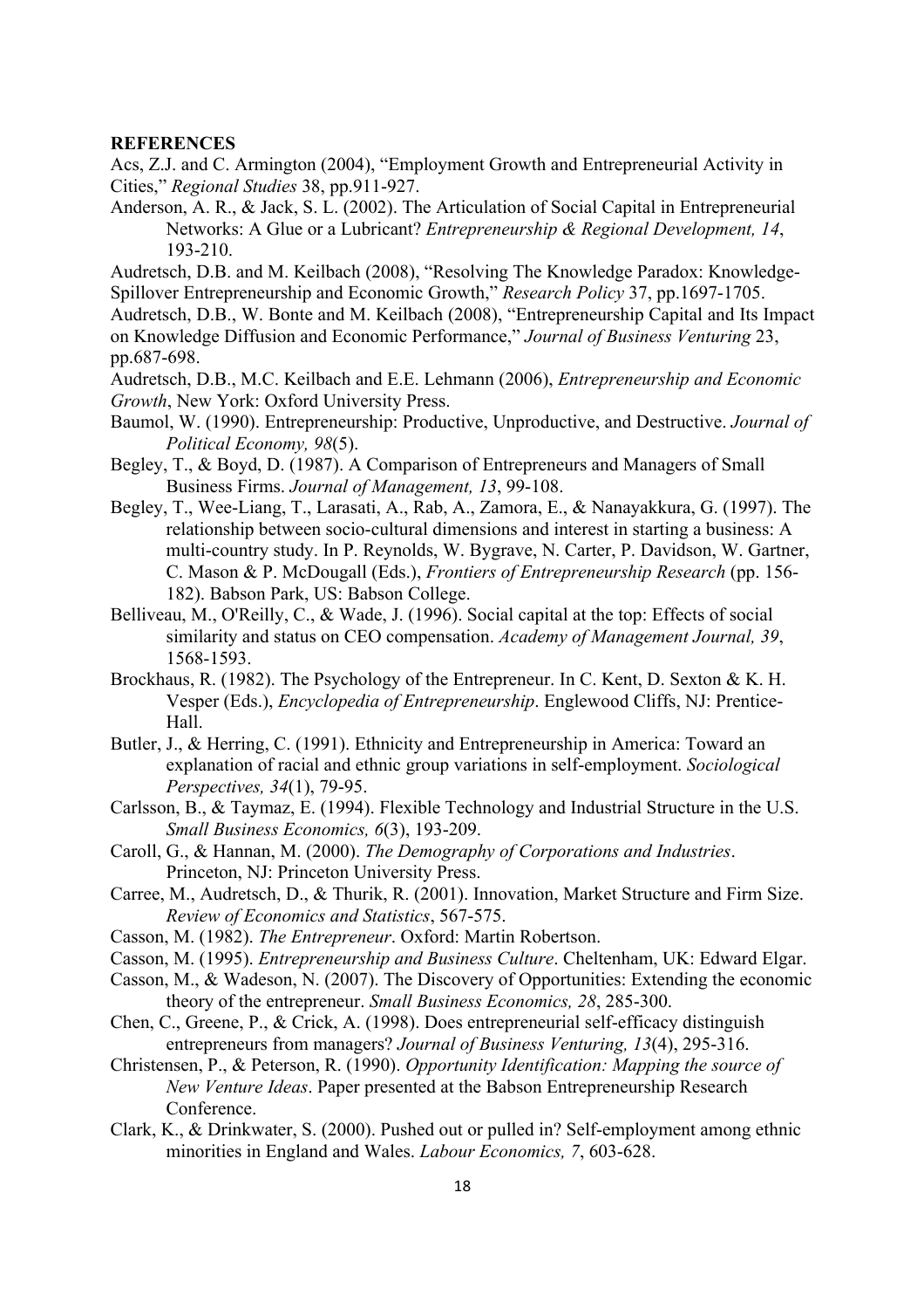**REFERENCES**

Acs, Z.J. and C. Armington (2004), "Employment Growth and Entrepreneurial Activity in Cities," *Regional Studies* 38, pp.911-927.

Anderson, A. R., & Jack, S. L. (2002). The Articulation of Social Capital in Entrepreneurial Networks: A Glue or a Lubricant? *Entrepreneurship & Regional Development, 14*, 193-210.

Audretsch, D.B. and M. Keilbach (2008), "Resolving The Knowledge Paradox: Knowledge-Spillover Entrepreneurship and Economic Growth," *Research Policy* 37, pp.1697-1705.

Audretsch, D.B., W. Bonte and M. Keilbach (2008), "Entrepreneurship Capital and Its Impact on Knowledge Diffusion and Economic Performance," *Journal of Business Venturing* 23, pp.687-698.

Audretsch, D.B., M.C. Keilbach and E.E. Lehmann (2006), *Entrepreneurship and Economic Growth*, New York: Oxford University Press.

Baumol, W. (1990). Entrepreneurship: Productive, Unproductive, and Destructive. *Journal of Political Economy, 98*(5).

Begley, T., & Boyd, D. (1987). A Comparison of Entrepreneurs and Managers of Small Business Firms. *Journal of Management, 13*, 99-108.

Begley, T., Wee-Liang, T., Larasati, A., Rab, A., Zamora, E., & Nanayakkura, G. (1997). The relationship between socio-cultural dimensions and interest in starting a business: A multi-country study. In P. Reynolds, W. Bygrave, N. Carter, P. Davidson, W. Gartner, C. Mason & P. McDougall (Eds.), *Frontiers of Entrepreneurship Research* (pp. 156-182). Babson Park, US: Babson College.

Belliveau, M., O'Reilly, C., & Wade, J. (1996). Social capital at the top: Effects of social similarity and status on CEO compensation. *Academy of Management Journal, 39*, 1568-1593.

Brockhaus, R. (1982). The Psychology of the Entrepreneur. In C. Kent, D. Sexton & K. H. Vesper (Eds.), *Encyclopedia of Entrepreneurship*. Englewood Cliffs, NJ: Prentice-Hall.

Butler, J., & Herring, C. (1991). Ethnicity and Entrepreneurship in America: Toward an explanation of racial and ethnic group variations in self-employment. *Sociological Perspectives, 34*(1), 79-95.

Carlsson, B., & Taymaz, E. (1994). Flexible Technology and Industrial Structure in the U.S. *Small Business Economics, 6*(3), 193-209.

Caroll, G., & Hannan, M. (2000). *The Demography of Corporations and Industries*. Princeton, NJ: Princeton University Press.

Carree, M., Audretsch, D., & Thurik, R. (2001). Innovation, Market Structure and Firm Size. *Review of Economics and Statistics*, 567-575.

Casson, M. (1982). *The Entrepreneur*. Oxford: Martin Robertson.

Casson, M. (1995). *Entrepreneurship and Business Culture*. Cheltenham, UK: Edward Elgar.

Casson, M., & Wadeson, N. (2007). The Discovery of Opportunities: Extending the economic theory of the entrepreneur. *Small Business Economics, 28*, 285-300.

Chen, C., Greene, P., & Crick, A. (1998). Does entrepreneurial self-efficacy distinguish entrepreneurs from managers? *Journal of Business Venturing, 13*(4), 295-316.

Christensen, P., & Peterson, R. (1990). *Opportunity Identification: Mapping the source of New Venture Ideas*. Paper presented at the Babson Entrepreneurship Research Conference.

Clark, K., & Drinkwater, S. (2000). Pushed out or pulled in? Self-employment among ethnic minorities in England and Wales. *Labour Economics, 7*, 603-628.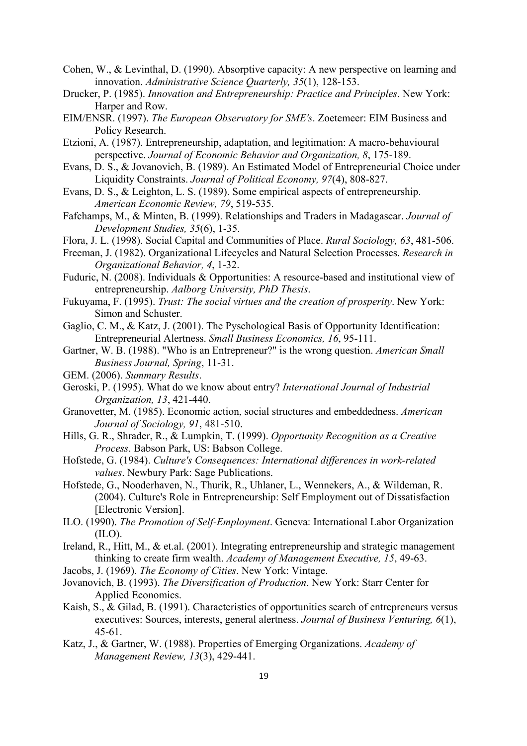Cohen, W., & Levinthal, D. (1990). Absorptive capacity: A new perspective on learning and innovation. *Administrative Science Quarterly, 35*(1), 128-153.

Drucker, P. (1985). *Innovation and Entrepreneurship: Practice and Principles*. New York: Harper and Row.

EIM/ENSR. (1997). *The European Observatory for SME's*. Zoetemeer: EIM Business and Policy Research.

Etzioni, A. (1987). Entrepreneurship, adaptation, and legitimation: A macro-behavioural perspective. *Journal of Economic Behavior and Organization, 8*, 175-189.

Evans, D. S., & Jovanovich, B. (1989). An Estimated Model of Entrepreneurial Choice under Liquidity Constraints. *Journal of Political Economy, 97*(4), 808-827.

Evans, D. S., & Leighton, L. S. (1989). Some empirical aspects of entrepreneurship. *American Economic Review, 79*, 519-535.

Fafchamps, M., & Minten, B. (1999). Relationships and Traders in Madagascar. *Journal of Development Studies, 35*(6), 1-35.

Flora, J. L. (1998). Social Capital and Communities of Place. *Rural Sociology, 63*, 481-506.

Freeman, J. (1982). Organizational Lifecycles and Natural Selection Processes. *Research in Organizational Behavior, 4*, 1-32.

Fuduric, N. (2008). Individuals & Opportunities: A resource-based and institutional view of entrepreneurship. *Aalborg University, PhD Thesis*.

Fukuyama, F. (1995). *Trust: The social virtues and the creation of prosperity*. New York: Simon and Schuster.

Gaglio, C. M., & Katz, J. (2001). The Pyschological Basis of Opportunity Identification: Entrepreneurial Alertness. *Small Business Economics, 16*, 95-111.

Gartner, W. B. (1988). "Who is an Entrepreneur?" is the wrong question. *American Small Business Journal, Spring*, 11-31.

GEM. (2006). *Summary Results*.

Geroski, P. (1995). What do we know about entry? *International Journal of Industrial Organization, 13*, 421-440.

Granovetter, M. (1985). Economic action, social structures and embeddedness. *American Journal of Sociology, 91*, 481-510.

Hills, G. R., Shrader, R., & Lumpkin, T. (1999). *Opportunity Recognition as a Creative Process*. Babson Park, US: Babson College.

Hofstede, G. (1984). *Culture's Consequences: International differences in work-related values*. Newbury Park: Sage Publications.

Hofstede, G., Nooderhaven, N., Thurik, R., Uhlaner, L., Wennekers, A., & Wildeman, R. (2004). Culture's Role in Entrepreneurship: Self Employment out of Dissatisfaction [Electronic Version].

ILO. (1990). *The Promotion of Self-Employment*. Geneva: International Labor Organization (ILO).

Ireland, R., Hitt, M., & et.al. (2001). Integrating entrepreneurship and strategic management thinking to create firm wealth. *Academy of Management Executive, 15*, 49-63.

Jacobs, J. (1969). *The Economy of Cities*. New York: Vintage.

Jovanovich, B. (1993). *The Diversification of Production*. New York: Starr Center for Applied Economics.

Kaish, S., & Gilad, B. (1991). Characteristics of opportunities search of entrepreneurs versus executives: Sources, interests, general alertness. *Journal of Business Venturing, 6*(1), 45-61.

Katz, J., & Gartner, W. (1988). Properties of Emerging Organizations. *Academy of Management Review, 13*(3), 429-441.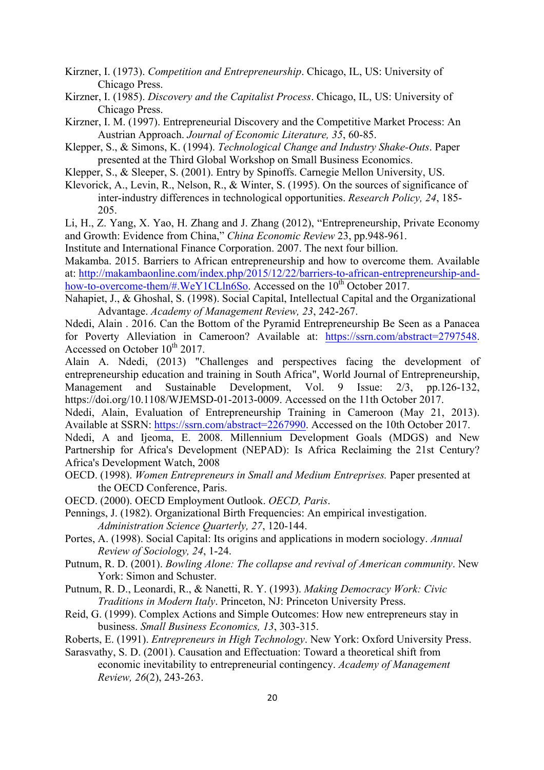Kirzner, I. (1973). *Competition and Entrepreneurship*. Chicago, IL, US: University of Chicago Press.

Kirzner, I. (1985). *Discovery and the Capitalist Process*. Chicago, IL, US: University of Chicago Press.

Kirzner, I. M. (1997). Entrepreneurial Discovery and the Competitive Market Process: An Austrian Approach. *Journal of Economic Literature, 35*, 60-85.

Klepper, S., & Simons, K. (1994). *Technological Change and Industry Shake-Outs*. Paper presented at the Third Global Workshop on Small Business Economics.

Klepper, S., & Sleeper, S. (2001). Entry by Spinoffs. Carnegie Mellon University, US.

Klevorick, A., Levin, R., Nelson, R., & Winter, S. (1995). On the sources of significance of inter-industry differences in technological opportunities. *Research Policy, 24*, 185-205.

Li, H., Z. Yang, X. Yao, H. Zhang and J. Zhang (2012), "Entrepreneurship, Private Economy and Growth: Evidence from China," *China Economic Review* 23, pp.948-961.

Institute and International Finance Corporation. 2007. The next four billion.

Makamba. 2015. Barriers to African entrepreneurship and how to overcome them. Available at: http://makambaonline.com/index.php/2015/12/22/barriers-to-african-entrepreneurship-and-how-to-overcome-them/#.WeY1CLln6So. Accessed on the 10th October 2017.

Nahapiet, J., & Ghoshal, S. (1998). Social Capital, Intellectual Capital and the Organizational Advantage. *Academy of Management Review, 23*, 242-267.

Ndedi, Alain . 2016. Can the Bottom of the Pyramid Entrepreneurship Be Seen as a Panacea for Poverty Alleviation in Cameroon? Available at: https://ssrn.com/abstract=2797548. Accessed on October 10th 2017.

Alain A. Ndedi, (2013) "Challenges and perspectives facing the development of entrepreneurship education and training in South Africa", World Journal of Entrepreneurship, Management and Sustainable Development, Vol. 9 Issue: 2/3, pp.126-132, https://doi.org/10.1108/WJEMSD-01-2013-0009. Accessed on the 11th October 2017.

Ndedi, Alain, Evaluation of Entrepreneurship Training in Cameroon (May 21, 2013). Available at SSRN: https://ssrn.com/abstract=2267990. Accessed on the 10th October 2017.

Ndedi, A and Ijeoma, E. 2008. Millennium Development Goals (MDGS) and New Partnership for Africa's Development (NEPAD): Is Africa Reclaiming the 21st Century? Africa's Development Watch, 2008

OECD. (1998). *Women Entrepreneurs in Small and Medium Entreprises.* Paper presented at the OECD Conference, Paris.

OECD. (2000). OECD Employment Outlook. *OECD, Paris*.

Pennings, J. (1982). Organizational Birth Frequencies: An empirical investigation. *Administration Science Quarterly, 27*, 120-144.

Portes, A. (1998). Social Capital: Its origins and applications in modern sociology. *Annual Review of Sociology, 24*, 1-24.

Putnum, R. D. (2001). *Bowling Alone: The collapse and revival of American community*. New York: Simon and Schuster.

Putnum, R. D., Leonardi, R., & Nanetti, R. Y. (1993). *Making Democracy Work: Civic Traditions in Modern Italy*. Princeton, NJ: Princeton University Press.

Reid, G. (1999). Complex Actions and Simple Outcomes: How new entrepreneurs stay in business. *Small Business Economics, 13*, 303-315.

Roberts, E. (1991). *Entrepreneurs in High Technology*. New York: Oxford University Press.

Sarasvathy, S. D. (2001). Causation and Effectuation: Toward a theoretical shift from economic inevitability to entrepreneurial contingency. *Academy of Management Review, 26*(2), 243-263.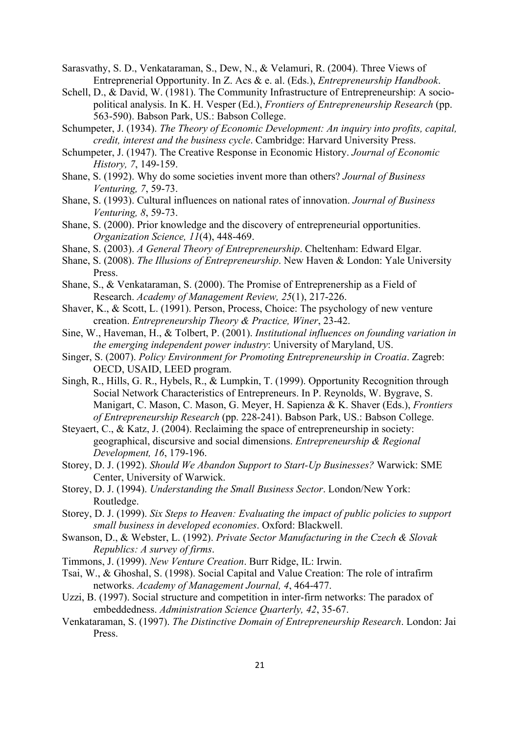Sarasvathy, S. D., Venkataraman, S., Dew, N., & Velamuri, R. (2004). Three Views of Entreprenerial Opportunity. In Z. Acs & e. al. (Eds.), *Entrepreneurship Handbook*.

Schell, D., & David, W. (1981). The Community Infrastructure of Entrepreneurship: A socio-political analysis. In K. H. Vesper (Ed.), *Frontiers of Entrepreneurship Research* (pp. 563-590). Babson Park, US.: Babson College.

Schumpeter, J. (1934). *The Theory of Economic Development: An inquiry into profits, capital, credit, interest and the business cycle*. Cambridge: Harvard University Press.

Schumpeter, J. (1947). The Creative Response in Economic History. *Journal of Economic History, 7*, 149-159.

Shane, S. (1992). Why do some societies invent more than others? *Journal of Business Venturing, 7*, 59-73.

Shane, S. (1993). Cultural influences on national rates of innovation. *Journal of Business Venturing, 8*, 59-73.

Shane, S. (2000). Prior knowledge and the discovery of entrepreneurial opportunities. *Organization Science, 11*(4), 448-469.

Shane, S. (2003). *A General Theory of Entrepreneurship*. Cheltenham: Edward Elgar.

Shane, S. (2008). *The Illusions of Entrepreneurship*. New Haven & London: Yale University Press.

Shane, S., & Venkataraman, S. (2000). The Promise of Entreprenership as a Field of Research. *Academy of Management Review, 25*(1), 217-226.

Shaver, K., & Scott, L. (1991). Person, Process, Choice: The psychology of new venture creation. *Entrepreneurship Theory & Practice, Winer*, 23-42.

Sine, W., Haveman, H., & Tolbert, P. (2001). *Institutional influences on founding variation in the emerging independent power industry*: University of Maryland, US.

Singer, S. (2007). *Policy Environment for Promoting Entrepreneurship in Croatia*. Zagreb: OECD, USAID, LEED program.

Singh, R., Hills, G. R., Hybels, R., & Lumpkin, T. (1999). Opportunity Recognition through Social Network Characteristics of Entrepreneurs. In P. Reynolds, W. Bygrave, S. Manigart, C. Mason, C. Mason, G. Meyer, H. Sapienza & K. Shaver (Eds.), *Frontiers of Entrepreneurship Research* (pp. 228-241). Babson Park, US.: Babson College.

Steyaert, C., & Katz, J. (2004). Reclaiming the space of entrepreneurship in society: geographical, discursive and social dimensions. *Entrepreneurship & Regional Development, 16*, 179-196.

Storey, D. J. (1992). *Should We Abandon Support to Start-Up Businesses?* Warwick: SME Center, University of Warwick.

Storey, D. J. (1994). *Understanding the Small Business Sector*. London/New York: Routledge.

Storey, D. J. (1999). *Six Steps to Heaven: Evaluating the impact of public policies to support small business in developed economies*. Oxford: Blackwell.

Swanson, D., & Webster, L. (1992). *Private Sector Manufacturing in the Czech & Slovak Republics: A survey of firms*.

Timmons, J. (1999). *New Venture Creation*. Burr Ridge, IL: Irwin.

Tsai, W., & Ghoshal, S. (1998). Social Capital and Value Creation: The role of intrafirm networks. *Academy of Management Journal, 4*, 464-477.

Uzzi, B. (1997). Social structure and competition in inter-firm networks: The paradox of embeddedness. *Administration Science Quarterly, 42*, 35-67.

Venkataraman, S. (1997). *The Distinctive Domain of Entrepreneurship Research*. London: Jai Press.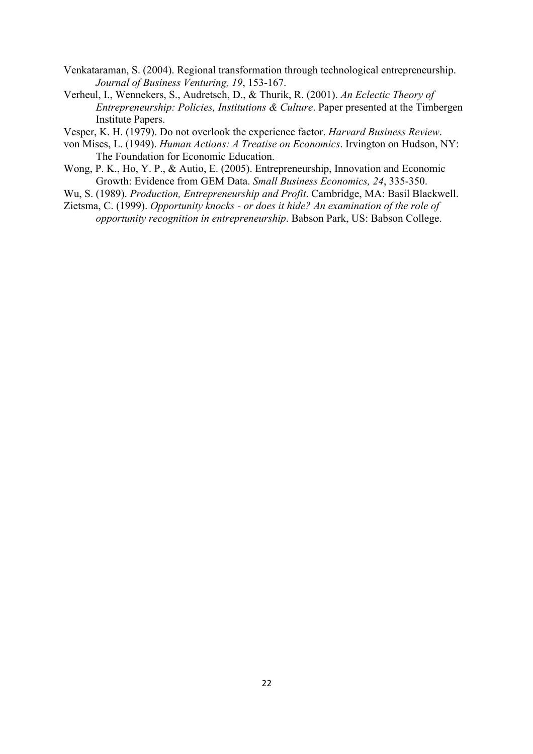Venkataraman, S. (2004). Regional transformation through technological entrepreneurship. *Journal of Business Venturing, 19*, 153-167.

Verheul, I., Wennekers, S., Audretsch, D., & Thurik, R. (2001). *An Eclectic Theory of Entrepreneurship: Policies, Institutions & Culture*. Paper presented at the Timbergen Institute Papers.

Vesper, K. H. (1979). Do not overlook the experience factor. *Harvard Business Review*.

von Mises, L. (1949). *Human Actions: A Treatise on Economics*. Irvington on Hudson, NY: The Foundation for Economic Education.

Wong, P. K., Ho, Y. P., & Autio, E. (2005). Entrepreneurship, Innovation and Economic Growth: Evidence from GEM Data. *Small Business Economics, 24*, 335-350.

Wu, S. (1989). *Production, Entrepreneurship and Profit*. Cambridge, MA: Basil Blackwell.

Zietsma, C. (1999). *Opportunity knocks - or does it hide? An examination of the role of opportunity recognition in entrepreneurship*. Babson Park, US: Babson College.